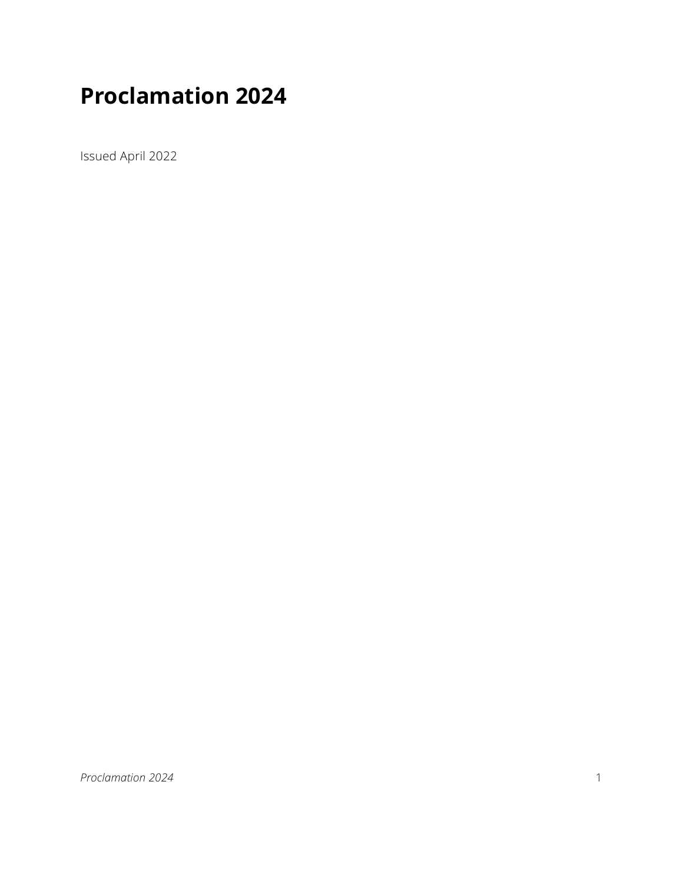# Proclamation 2024

Issued April 2022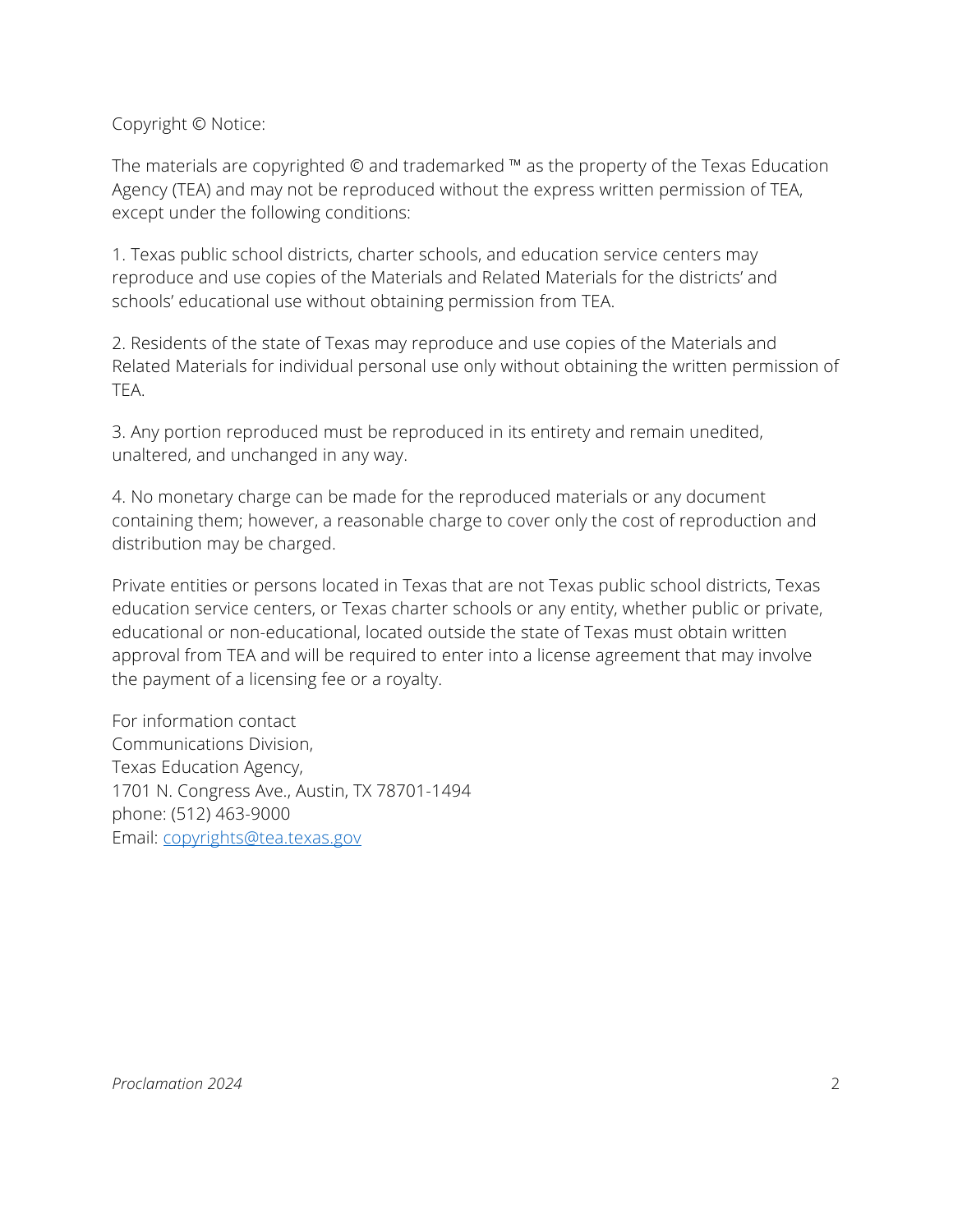Copyright © Notice:

The materials are copyrighted © and trademarked ™ as the property of the Texas Education Agency (TEA) and may not be reproduced without the express written permission of TEA, except under the following conditions:

1. Texas public school districts, charter schools, and education service centers may reproduce and use copies of the Materials and Related Materials for the districts' and schools' educational use without obtaining permission from TEA.

2. Residents of the state of Texas may reproduce and use copies of the Materials and Related Materials for individual personal use only without obtaining the written permission of TEA.

3. Any portion reproduced must be reproduced in its entirety and remain unedited, unaltered, and unchanged in any way.

4. No monetary charge can be made for the reproduced materials or any document containing them; however, a reasonable charge to cover only the cost of reproduction and distribution may be charged.

Private entities or persons located in Texas that are not Texas public school districts, Texas education service centers, or Texas charter schools or any entity, whether public or private, educational or non-educational, located outside the state of Texas must obtain written approval from TEA and will be required to enter into a license agreement that may involve the payment of a licensing fee or a royalty.

For information contact  
Communications Division,  
Texas Education Agency,  
1701 N. Congress Ave., Austin, TX 78701-1494  
phone: (512) 463-9000  
Email: [copyrights@tea.texas.gov](mailto:copyrights@tea.texas.gov)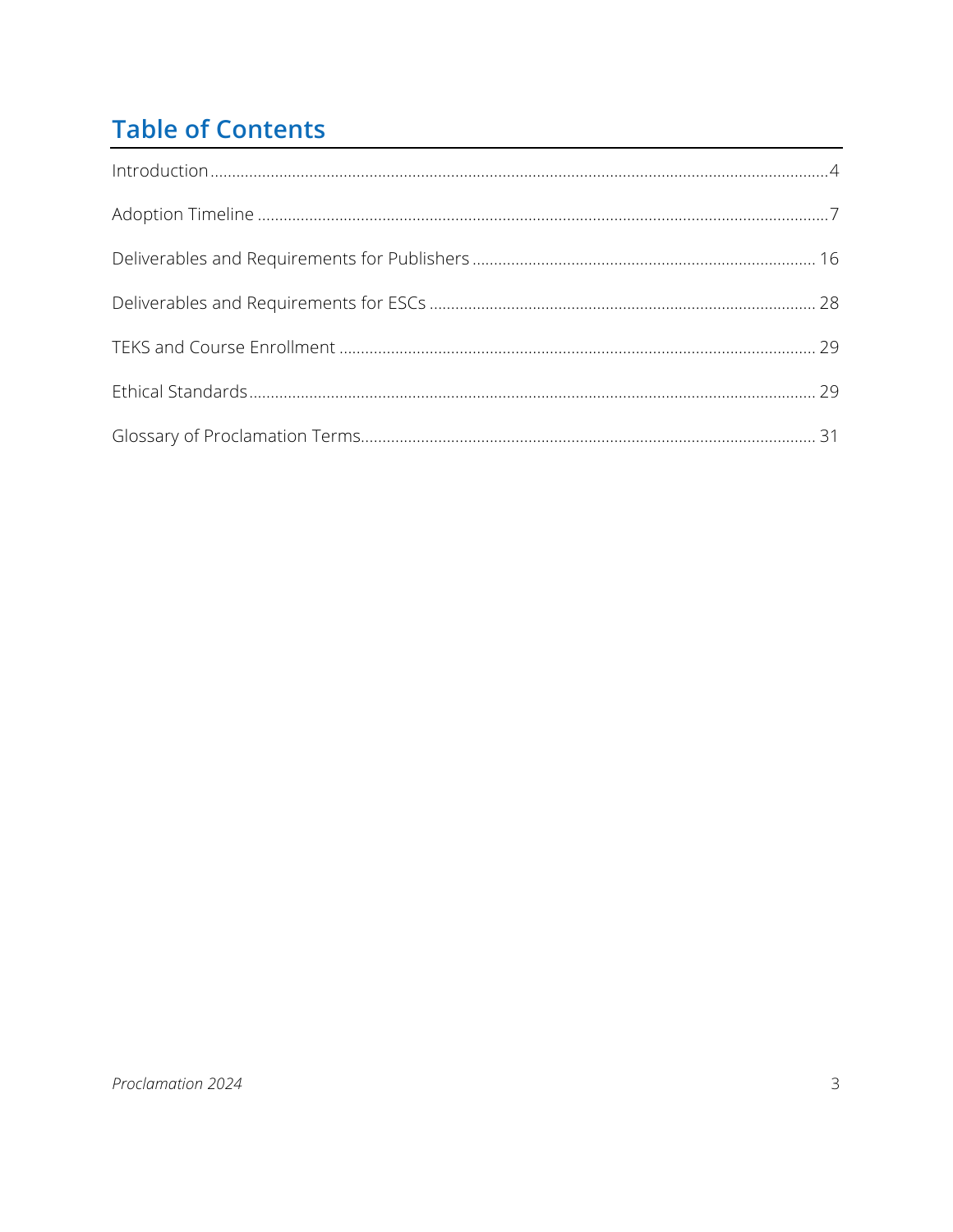## Table of Contents

Introduction ........................................ 4

Adoption Timeline ........................................ 7

Deliverables and Requirements for Publishers ........................................ 16

Deliverables and Requirements for ESCs ........................................ 28

TEKS and Course Enrollment ........................................ 29

Ethical Standards ........................................ 29

Glossary of Proclamation Terms........................................ 31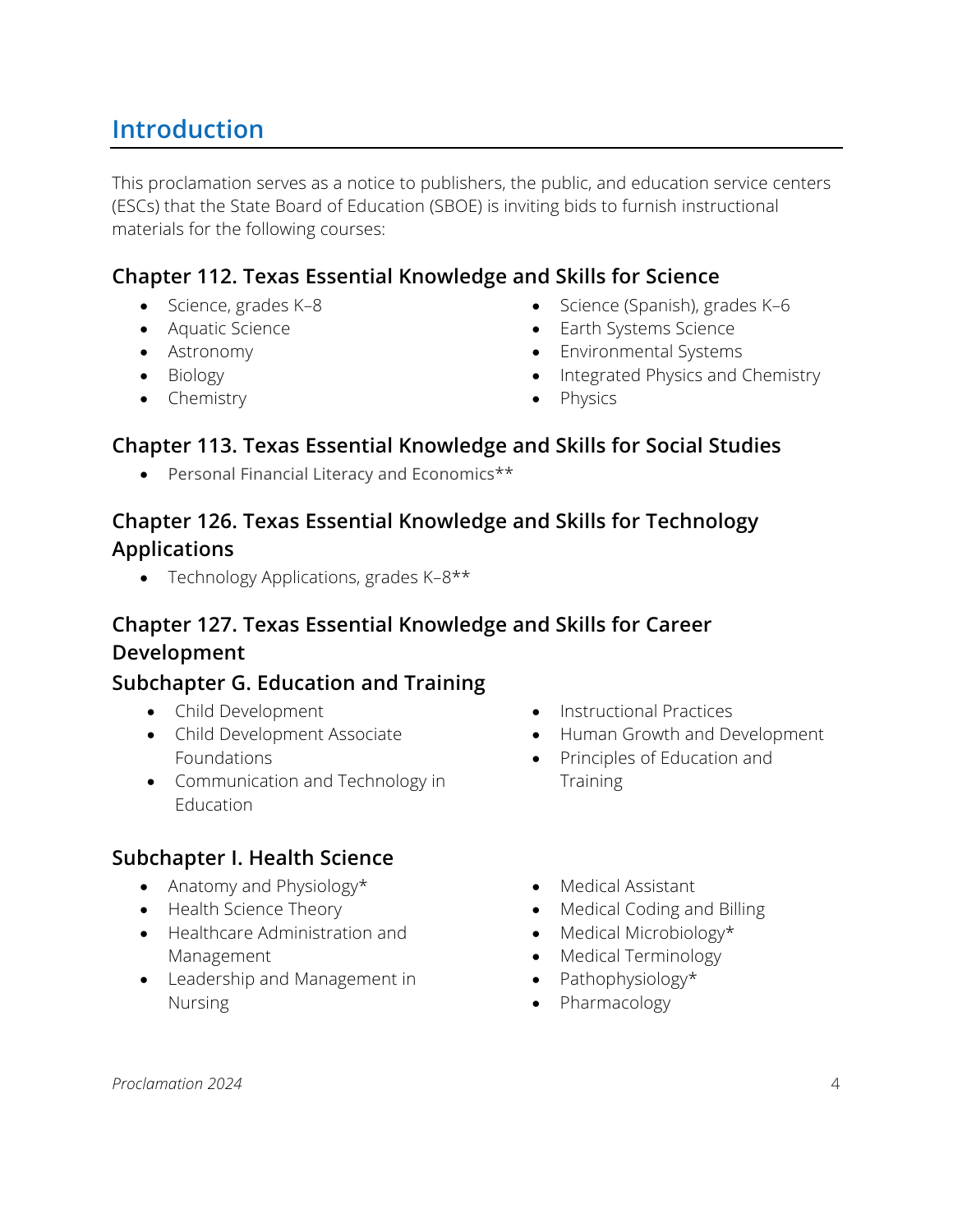## Introduction

This proclamation serves as a notice to publishers, the public, and education service centers (ESCs) that the State Board of Education (SBOE) is inviting bids to furnish instructional materials for the following courses:

### Chapter 112. Texas Essential Knowledge and Skills for Science

- Science, grades K–8
- Aquatic Science
- Astronomy
- Biology
- Chemistry
- Science (Spanish), grades K–6
- Earth Systems Science
- Environmental Systems
- Integrated Physics and Chemistry
- Physics

### Chapter 113. Texas Essential Knowledge and Skills for Social Studies

- Personal Financial Literacy and Economics**

### Chapter 126. Texas Essential Knowledge and Skills for Technology Applications

- Technology Applications, grades K–8**

### Chapter 127. Texas Essential Knowledge and Skills for Career Development

### Subchapter G. Education and Training

- Child Development
- Child Development Associate Foundations
- Communication and Technology in Education
- Instructional Practices
- Human Growth and Development
- Principles of Education and Training

### Subchapter I. Health Science

- Anatomy and Physiology*
- Health Science Theory
- Healthcare Administration and Management
- Leadership and Management in Nursing
- Medical Assistant
- Medical Coding and Billing
- Medical Microbiology*
- Medical Terminology
- Pathophysiology*
- Pharmacology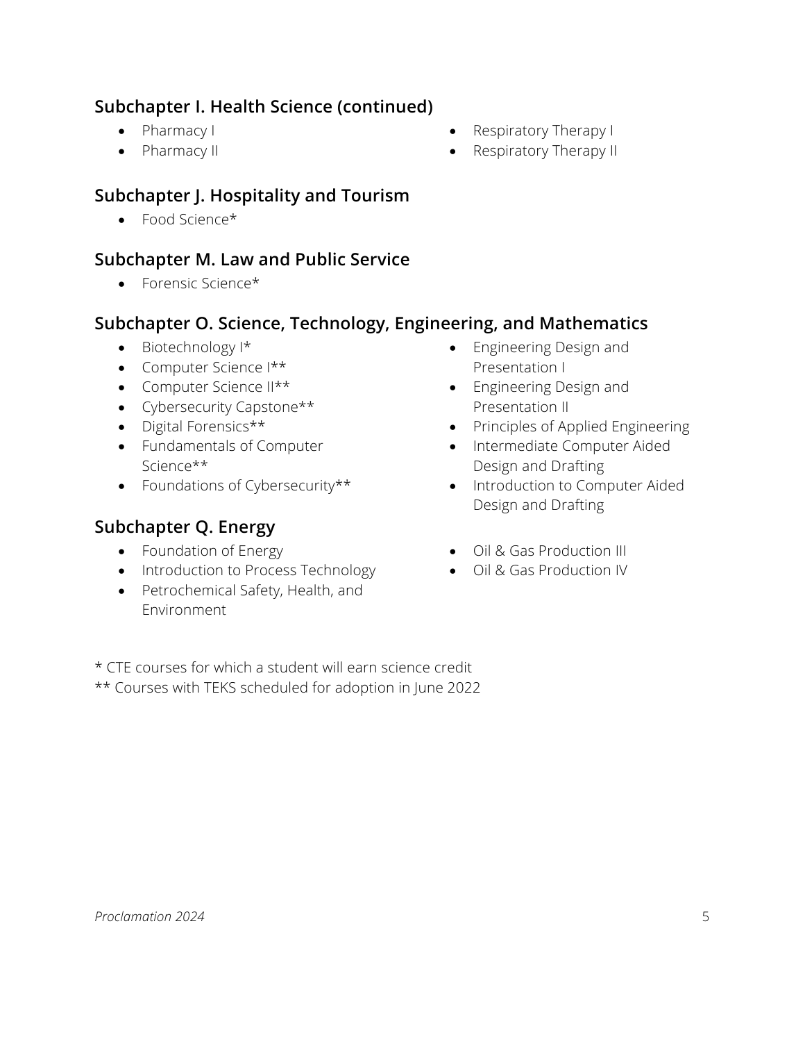### Subchapter I. Health Science (continued)

- Pharmacy I
- Pharmacy II
- Respiratory Therapy I
- Respiratory Therapy II

### Subchapter J. Hospitality and Tourism

- Food Science*

### Subchapter M. Law and Public Service

- Forensic Science*

### Subchapter O. Science, Technology, Engineering, and Mathematics

- Biotechnology I*
- Computer Science I**
- Computer Science II**
- Cybersecurity Capstone**
- Digital Forensics**
- Fundamentals of Computer Science**
- Foundations of Cybersecurity**
- Engineering Design and Presentation I
- Engineering Design and Presentation II
- Principles of Applied Engineering
- Intermediate Computer Aided Design and Drafting
- Introduction to Computer Aided Design and Drafting

### Subchapter Q. Energy

- Foundation of Energy
- Introduction to Process Technology
- Petrochemical Safety, Health, and Environment
- Oil & Gas Production III
- Oil & Gas Production IV

* CTE courses for which a student will earn science credit
** Courses with TEKS scheduled for adoption in June 2022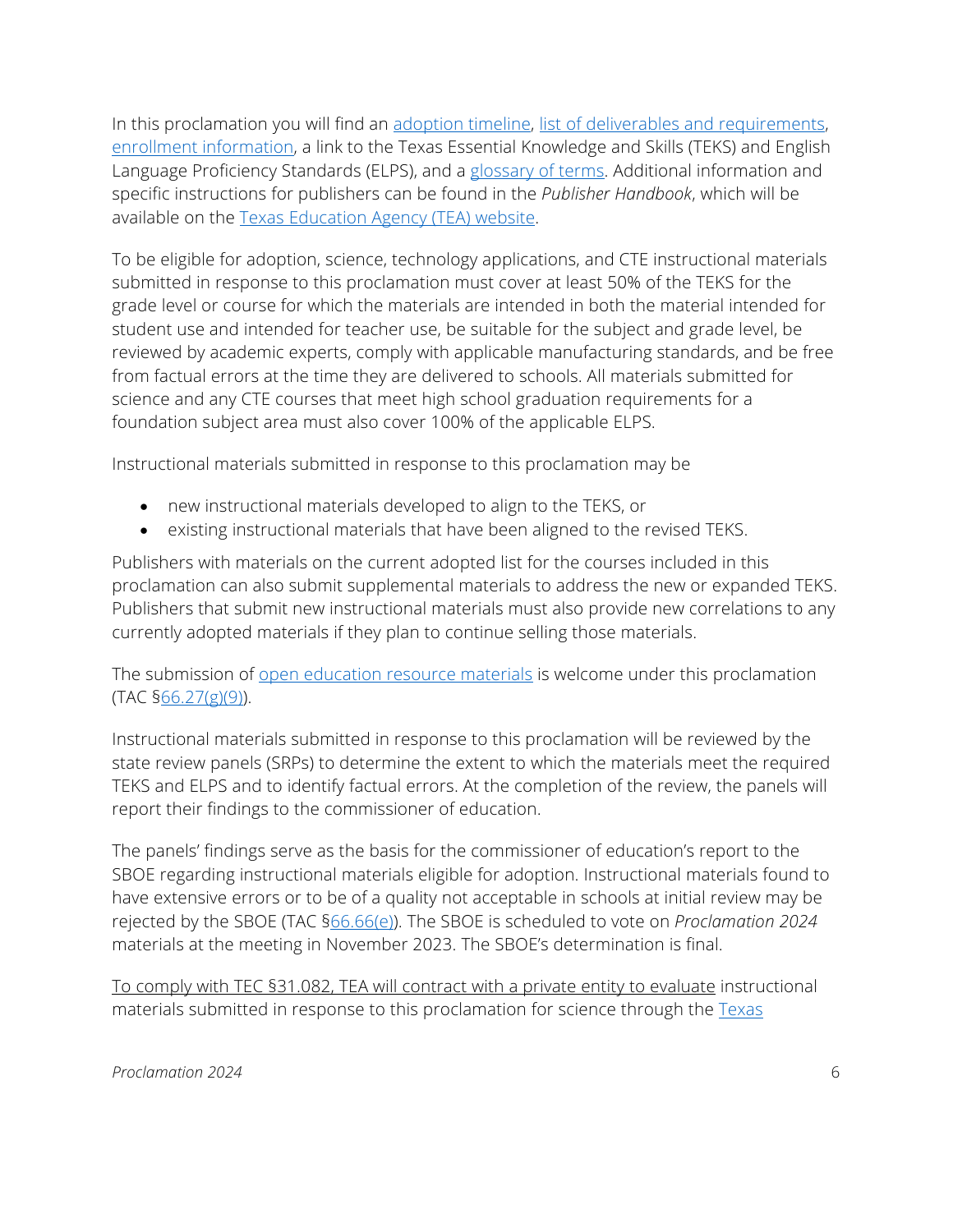In this proclamation you will find an adoption timeline, list of deliverables and requirements, enrollment information, a link to the Texas Essential Knowledge and Skills (TEKS) and English Language Proficiency Standards (ELPS), and a glossary of terms. Additional information and specific instructions for publishers can be found in the *Publisher Handbook*, which will be available on the Texas Education Agency (TEA) website.

To be eligible for adoption, science, technology applications, and CTE instructional materials submitted in response to this proclamation must cover at least 50% of the TEKS for the grade level or course for which the materials are intended in both the material intended for student use and intended for teacher use, be suitable for the subject and grade level, be reviewed by academic experts, comply with applicable manufacturing standards, and be free from factual errors at the time they are delivered to schools. All materials submitted for science and any CTE courses that meet high school graduation requirements for a foundation subject area must also cover 100% of the applicable ELPS.

Instructional materials submitted in response to this proclamation may be

- new instructional materials developed to align to the TEKS, or
- existing instructional materials that have been aligned to the revised TEKS.

Publishers with materials on the current adopted list for the courses included in this proclamation can also submit supplemental materials to address the new or expanded TEKS. Publishers that submit new instructional materials must also provide new correlations to any currently adopted materials if they plan to continue selling those materials.

The submission of open education resource materials is welcome under this proclamation (TAC §66.27(g)(9)).

Instructional materials submitted in response to this proclamation will be reviewed by the state review panels (SRPs) to determine the extent to which the materials meet the required TEKS and ELPS and to identify factual errors. At the completion of the review, the panels will report their findings to the commissioner of education.

The panels' findings serve as the basis for the commissioner of education's report to the SBOE regarding instructional materials eligible for adoption. Instructional materials found to have extensive errors or to be of a quality not acceptable in schools at initial review may be rejected by the SBOE (TAC §66.66(e)). The SBOE is scheduled to vote on *Proclamation 2024* materials at the meeting in November 2023. The SBOE's determination is final.

To comply with TEC §31.082, TEA will contract with a private entity to evaluate instructional materials submitted in response to this proclamation for science through the Texas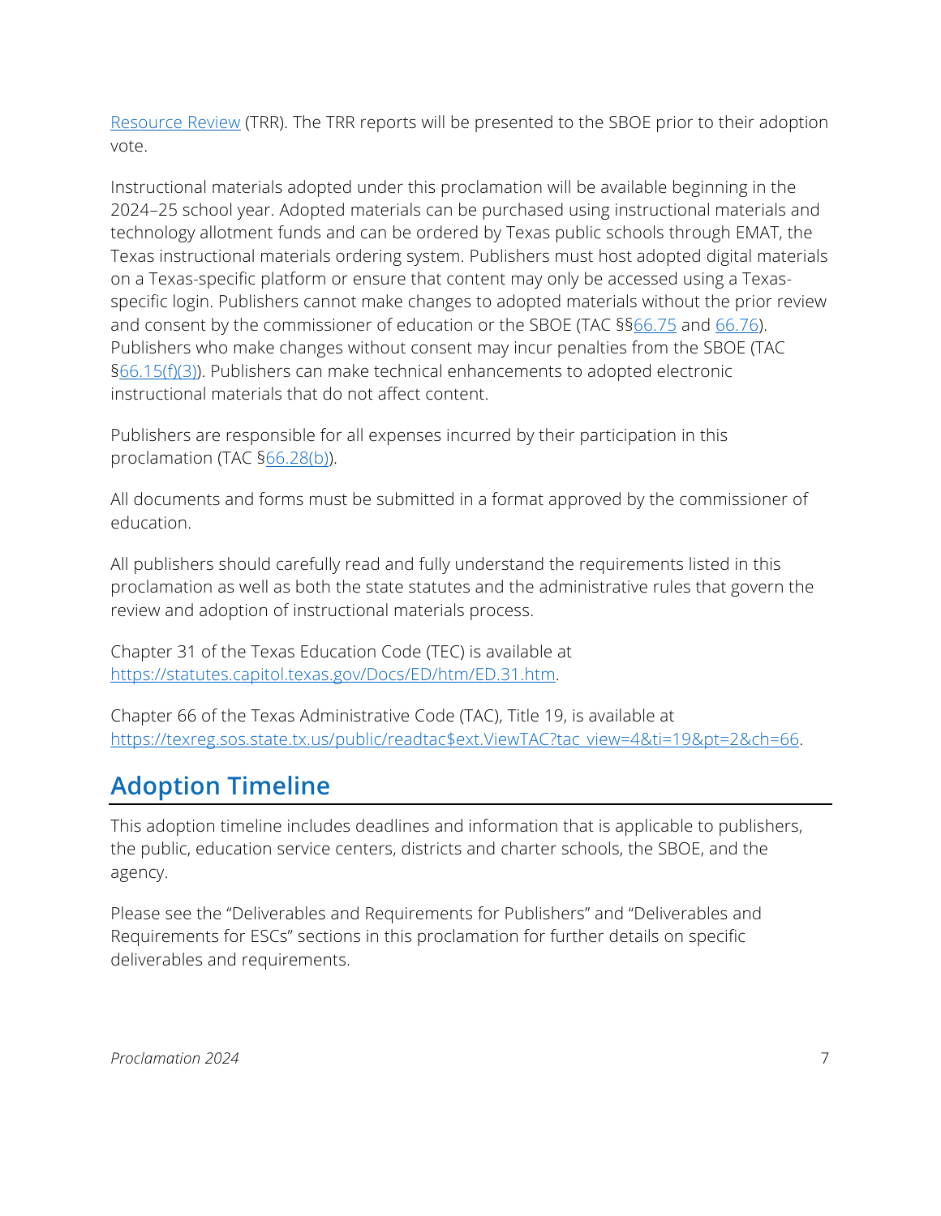Resource Review (TRR). The TRR reports will be presented to the SBOE prior to their adoption vote.

Instructional materials adopted under this proclamation will be available beginning in the 2024–25 school year. Adopted materials can be purchased using instructional materials and technology allotment funds and can be ordered by Texas public schools through EMAT, the Texas instructional materials ordering system. Publishers must host adopted digital materials on a Texas-specific platform or ensure that content may only be accessed using a Texas-specific login. Publishers cannot make changes to adopted materials without the prior review and consent by the commissioner of education or the SBOE (TAC §§66.75 and 66.76). Publishers who make changes without consent may incur penalties from the SBOE (TAC §66.15(f)(3)). Publishers can make technical enhancements to adopted electronic instructional materials that do not affect content.

Publishers are responsible for all expenses incurred by their participation in this proclamation (TAC §66.28(b)).

All documents and forms must be submitted in a format approved by the commissioner of education.

All publishers should carefully read and fully understand the requirements listed in this proclamation as well as both the state statutes and the administrative rules that govern the review and adoption of instructional materials process.

Chapter 31 of the Texas Education Code (TEC) is available at https://statutes.capitol.texas.gov/Docs/ED/htm/ED.31.htm.

Chapter 66 of the Texas Administrative Code (TAC), Title 19, is available at https://texreg.sos.state.tx.us/public/readtac$ext.ViewTAC?tac_view=4&ti=19&pt=2&ch=66.

## Adoption Timeline

This adoption timeline includes deadlines and information that is applicable to publishers, the public, education service centers, districts and charter schools, the SBOE, and the agency.

Please see the "Deliverables and Requirements for Publishers" and "Deliverables and Requirements for ESCs" sections in this proclamation for further details on specific deliverables and requirements.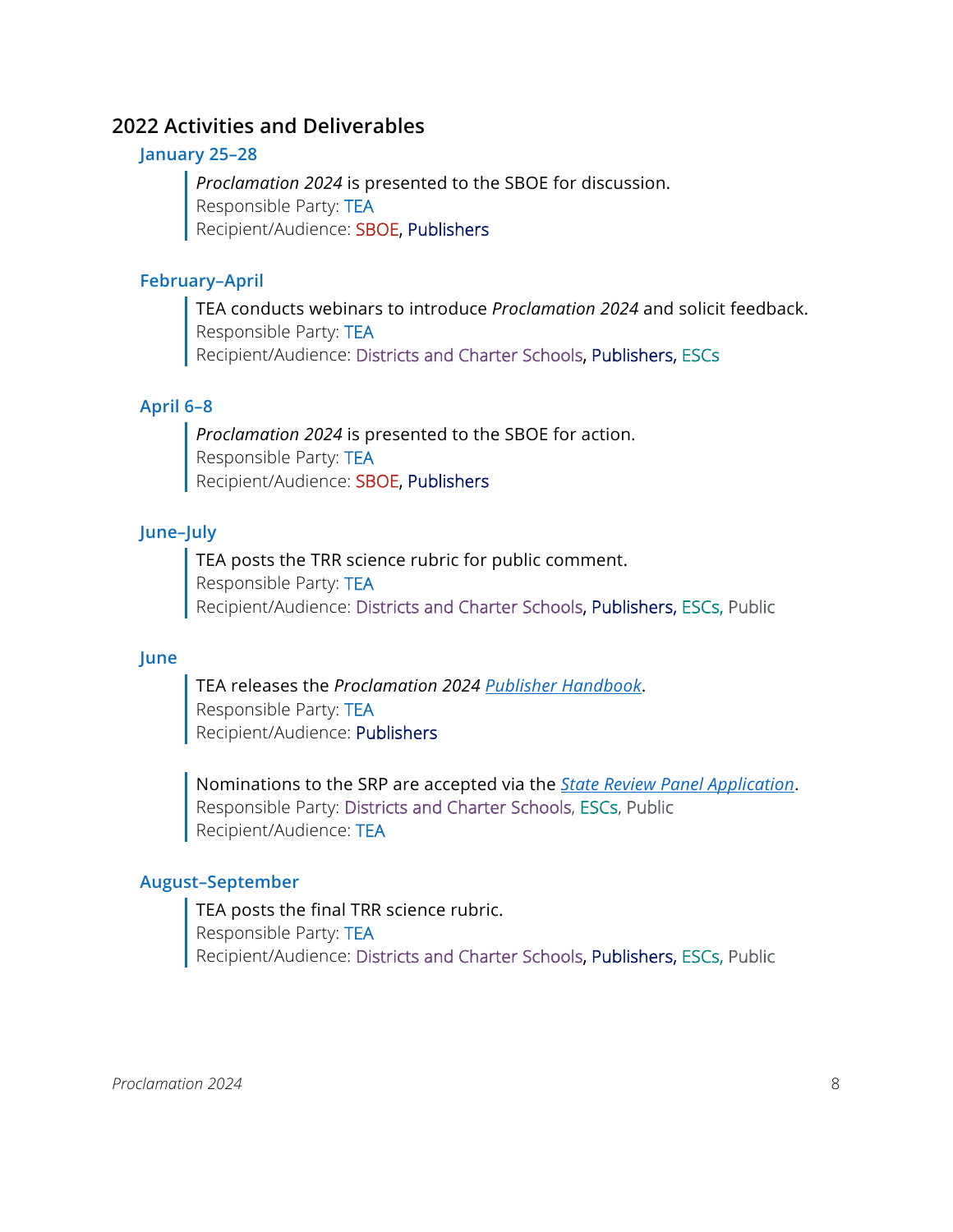## 2022 Activities and Deliverables

### January 25–28

> *Proclamation 2024* is presented to the SBOE for discussion.
> Responsible Party: TEA
> Recipient/Audience: SBOE, Publishers

### February–April

> TEA conducts webinars to introduce *Proclamation 2024* and solicit feedback.
> Responsible Party: TEA
> Recipient/Audience: Districts and Charter Schools, Publishers, ESCs

### April 6–8

> *Proclamation 2024* is presented to the SBOE for action.
> Responsible Party: TEA
> Recipient/Audience: SBOE, Publishers

### June–July

> TEA posts the TRR science rubric for public comment.
> Responsible Party: TEA
> Recipient/Audience: Districts and Charter Schools, Publishers, ESCs, Public

### June

> TEA releases the *Proclamation 2024* *Publisher Handbook*.
> Responsible Party: TEA
> Recipient/Audience: Publishers

> Nominations to the SRP are accepted via the *State Review Panel Application*.
> Responsible Party: Districts and Charter Schools, ESCs, Public
> Recipient/Audience: TEA

### August–September

> TEA posts the final TRR science rubric.
> Responsible Party: TEA
> Recipient/Audience: Districts and Charter Schools, Publishers, ESCs, Public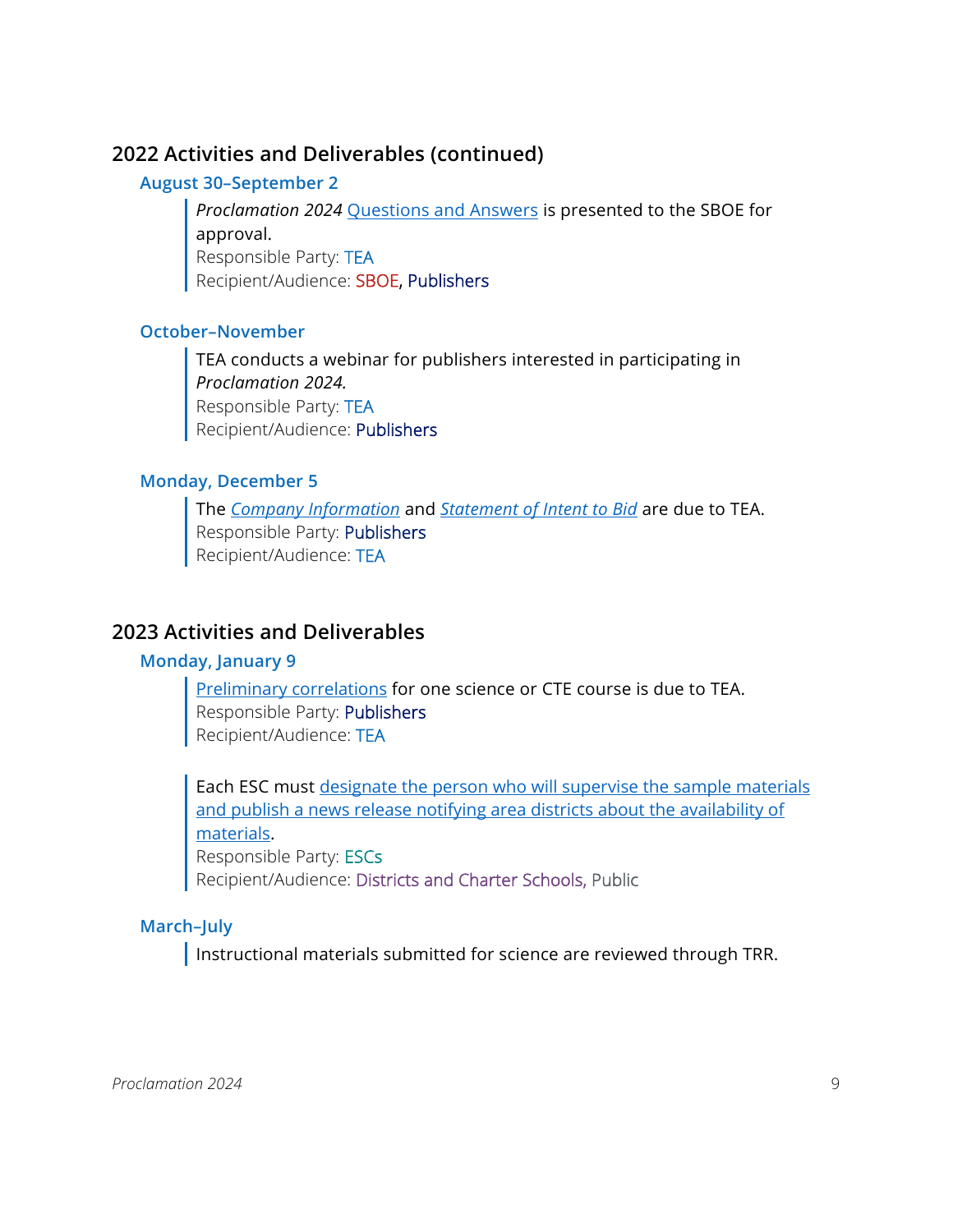## 2022 Activities and Deliverables (continued)

### August 30–September 2

*Proclamation 2024* Questions and Answers is presented to the SBOE for approval.
Responsible Party: TEA
Recipient/Audience: SBOE, Publishers

### October–November

TEA conducts a webinar for publishers interested in participating in *Proclamation 2024.*
Responsible Party: TEA
Recipient/Audience: Publishers

### Monday, December 5

The *Company Information* and *Statement of Intent to Bid* are due to TEA.
Responsible Party: Publishers
Recipient/Audience: TEA

## 2023 Activities and Deliverables

### Monday, January 9

Preliminary correlations for one science or CTE course is due to TEA.
Responsible Party: Publishers
Recipient/Audience: TEA

Each ESC must designate the person who will supervise the sample materials and publish a news release notifying area districts about the availability of materials.
Responsible Party: ESCs
Recipient/Audience: Districts and Charter Schools, Public

### March–July

Instructional materials submitted for science are reviewed through TRR.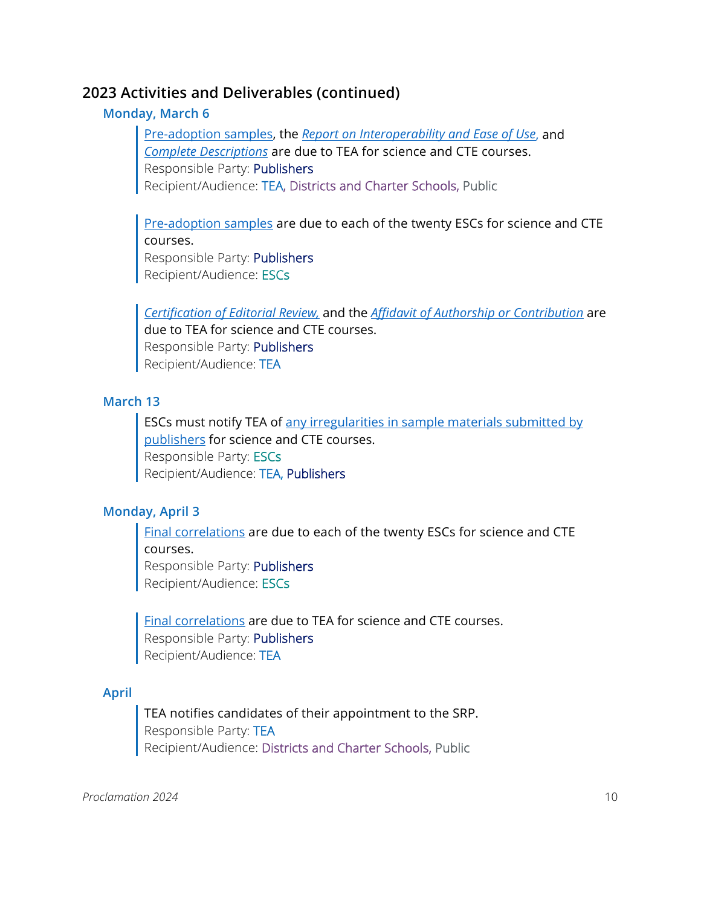## 2023 Activities and Deliverables (continued)

### Monday, March 6

Pre-adoption samples, the *Report on Interoperability and Ease of Use*, and *Complete Descriptions* are due to TEA for science and CTE courses.
Responsible Party: Publishers
Recipient/Audience: TEA, Districts and Charter Schools, Public

Pre-adoption samples are due to each of the twenty ESCs for science and CTE courses.
Responsible Party: Publishers
Recipient/Audience: ESCs

*Certification of Editorial Review,* and the *Affidavit of Authorship or Contribution* are due to TEA for science and CTE courses.
Responsible Party: Publishers
Recipient/Audience: TEA

### March 13

ESCs must notify TEA of any irregularities in sample materials submitted by publishers for science and CTE courses.
Responsible Party: ESCs
Recipient/Audience: TEA, Publishers

### Monday, April 3

Final correlations are due to each of the twenty ESCs for science and CTE courses.
Responsible Party: Publishers
Recipient/Audience: ESCs

Final correlations are due to TEA for science and CTE courses.
Responsible Party: Publishers
Recipient/Audience: TEA

### April

TEA notifies candidates of their appointment to the SRP.
Responsible Party: TEA
Recipient/Audience: Districts and Charter Schools, Public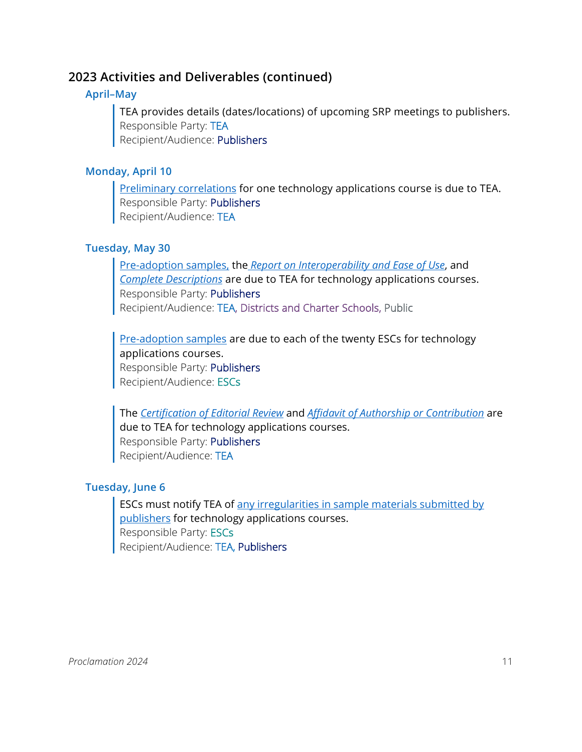## 2023 Activities and Deliverables (continued)

### April–May

TEA provides details (dates/locations) of upcoming SRP meetings to publishers.
Responsible Party: TEA
Recipient/Audience: Publishers

### Monday, April 10

Preliminary correlations for one technology applications course is due to TEA.
Responsible Party: Publishers
Recipient/Audience: TEA

### Tuesday, May 30

Pre-adoption samples, the *Report on Interoperability and Ease of Use*, and *Complete Descriptions* are due to TEA for technology applications courses.
Responsible Party: Publishers
Recipient/Audience: TEA, Districts and Charter Schools, Public

Pre-adoption samples are due to each of the twenty ESCs for technology applications courses.
Responsible Party: Publishers
Recipient/Audience: ESCs

The *Certification of Editorial Review* and *Affidavit of Authorship or Contribution* are due to TEA for technology applications courses.
Responsible Party: Publishers
Recipient/Audience: TEA

### Tuesday, June 6

ESCs must notify TEA of any irregularities in sample materials submitted by publishers for technology applications courses.
Responsible Party: ESCs
Recipient/Audience: TEA, Publishers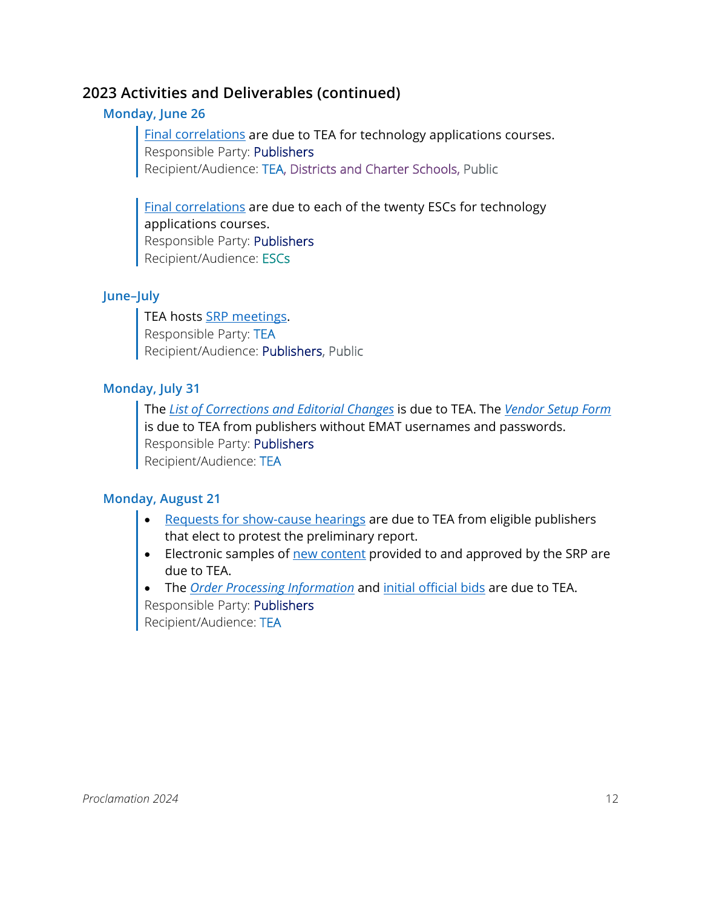## 2023 Activities and Deliverables (continued)

### Monday, June 26

Final correlations are due to TEA for technology applications courses.
Responsible Party: Publishers
Recipient/Audience: TEA, Districts and Charter Schools, Public

Final correlations are due to each of the twenty ESCs for technology applications courses.
Responsible Party: Publishers
Recipient/Audience: ESCs

### June–July

TEA hosts SRP meetings.
Responsible Party: TEA
Recipient/Audience: Publishers, Public

### Monday, July 31

The *List of Corrections and Editorial Changes* is due to TEA. The *Vendor Setup Form* is due to TEA from publishers without EMAT usernames and passwords.
Responsible Party: Publishers
Recipient/Audience: TEA

### Monday, August 21

- Requests for show-cause hearings are due to TEA from eligible publishers that elect to protest the preliminary report.
- Electronic samples of new content provided to and approved by the SRP are due to TEA.
- The *Order Processing Information* and initial official bids are due to TEA.

Responsible Party: Publishers
Recipient/Audience: TEA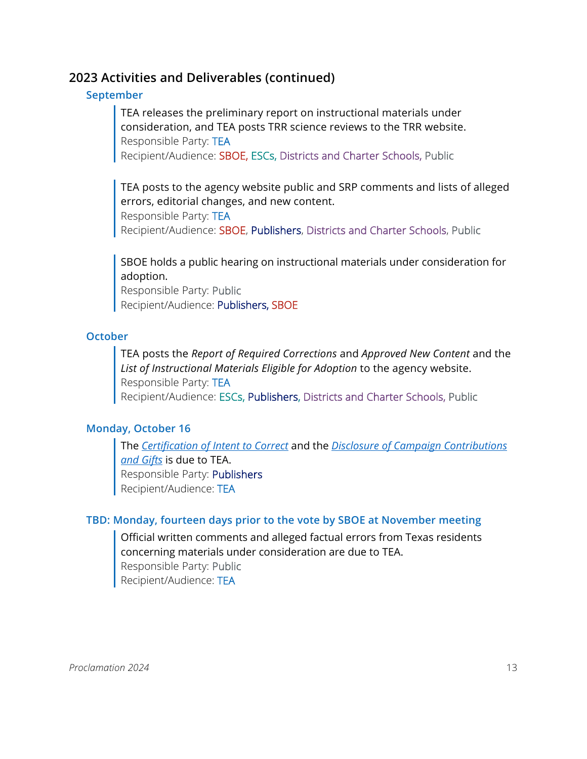## 2023 Activities and Deliverables (continued)

### September

TEA releases the preliminary report on instructional materials under consideration, and TEA posts TRR science reviews to the TRR website.
Responsible Party: TEA
Recipient/Audience: SBOE, ESCs, Districts and Charter Schools, Public

TEA posts to the agency website public and SRP comments and lists of alleged errors, editorial changes, and new content.
Responsible Party: TEA
Recipient/Audience: SBOE, Publishers, Districts and Charter Schools, Public

SBOE holds a public hearing on instructional materials under consideration for adoption.
Responsible Party: Public
Recipient/Audience: Publishers, SBOE

### October

TEA posts the *Report of Required Corrections* and *Approved New Content* and the *List of Instructional Materials Eligible for Adoption* to the agency website.
Responsible Party: TEA
Recipient/Audience: ESCs, Publishers, Districts and Charter Schools, Public

### Monday, October 16

The *Certification of Intent to Correct* and the *Disclosure of Campaign Contributions and Gifts* is due to TEA.
Responsible Party: Publishers
Recipient/Audience: TEA

### TBD: Monday, fourteen days prior to the vote by SBOE at November meeting

Official written comments and alleged factual errors from Texas residents concerning materials under consideration are due to TEA.
Responsible Party: Public
Recipient/Audience: TEA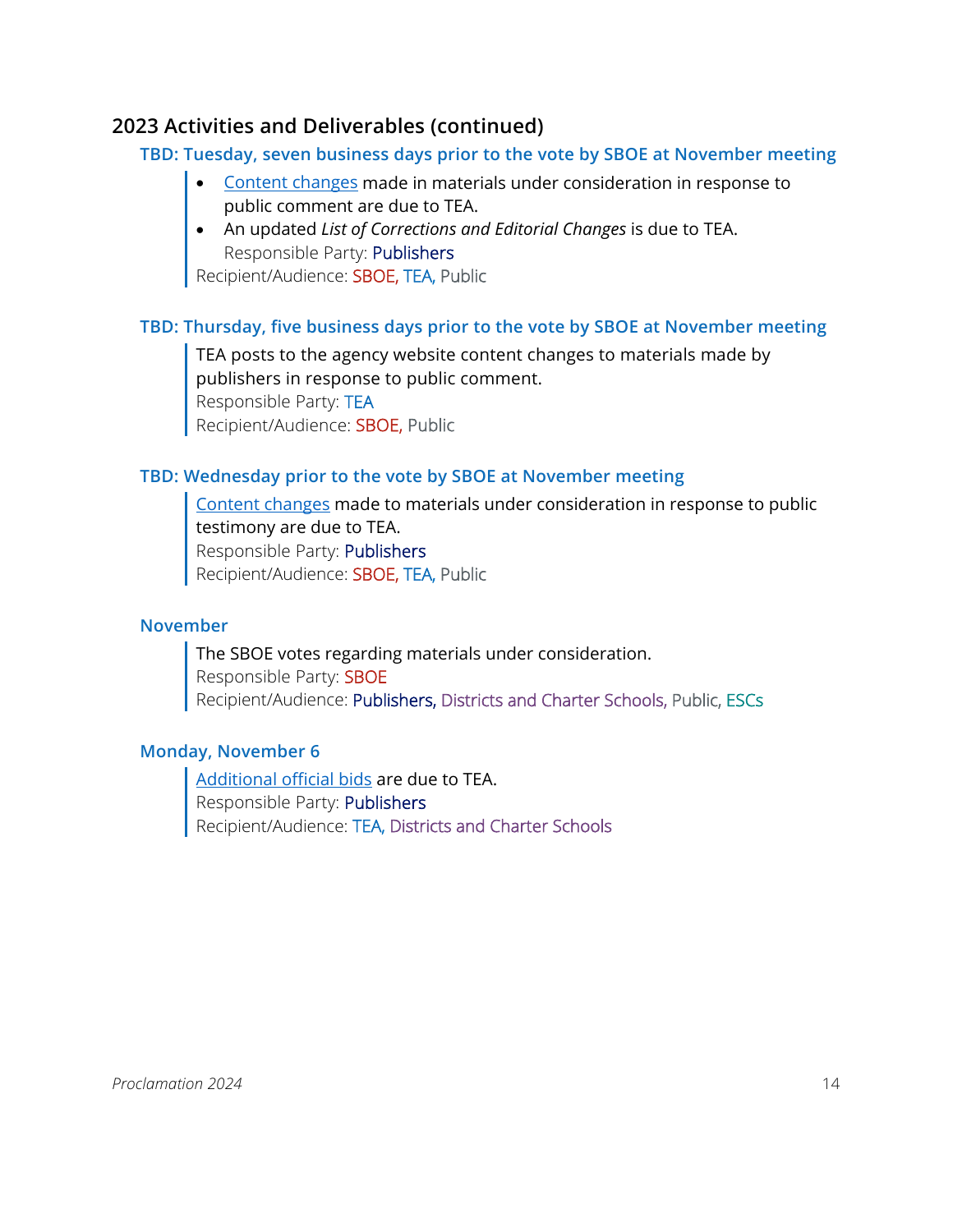## 2023 Activities and Deliverables (continued)

### TBD: Tuesday, seven business days prior to the vote by SBOE at November meeting

- Content changes made in materials under consideration in response to public comment are due to TEA.
- An updated *List of Corrections and Editorial Changes* is due to TEA.

Responsible Party: Publishers

Recipient/Audience: SBOE, TEA, Public

### TBD: Thursday, five business days prior to the vote by SBOE at November meeting

TEA posts to the agency website content changes to materials made by publishers in response to public comment.

Responsible Party: TEA

Recipient/Audience: SBOE, Public

### TBD: Wednesday prior to the vote by SBOE at November meeting

Content changes made to materials under consideration in response to public testimony are due to TEA.

Responsible Party: Publishers

Recipient/Audience: SBOE, TEA, Public

### November

The SBOE votes regarding materials under consideration.

Responsible Party: SBOE

Recipient/Audience: Publishers, Districts and Charter Schools, Public, ESCs

### Monday, November 6

Additional official bids are due to TEA.

Responsible Party: Publishers

Recipient/Audience: TEA, Districts and Charter Schools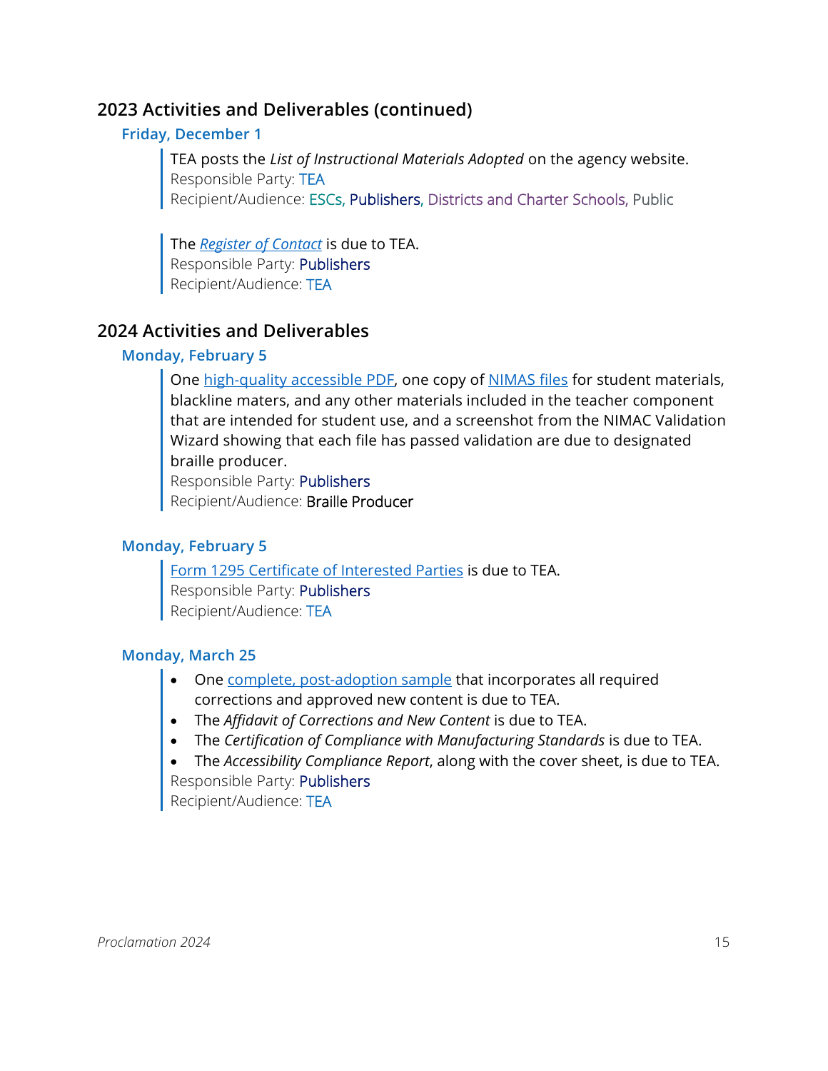## 2023 Activities and Deliverables (continued)

### Friday, December 1

TEA posts the *List of Instructional Materials Adopted* on the agency website.
Responsible Party: TEA
Recipient/Audience: ESCs, Publishers, Districts and Charter Schools, Public

The *Register of Contact* is due to TEA.
Responsible Party: Publishers
Recipient/Audience: TEA

## 2024 Activities and Deliverables

### Monday, February 5

One high-quality accessible PDF, one copy of NIMAS files for student materials, blackline maters, and any other materials included in the teacher component that are intended for student use, and a screenshot from the NIMAC Validation Wizard showing that each file has passed validation are due to designated braille producer.
Responsible Party: Publishers
Recipient/Audience: Braille Producer

### Monday, February 5

Form 1295 Certificate of Interested Parties is due to TEA.
Responsible Party: Publishers
Recipient/Audience: TEA

### Monday, March 25

- One complete, post-adoption sample that incorporates all required corrections and approved new content is due to TEA.
- The *Affidavit of Corrections and New Content* is due to TEA.
- The *Certification of Compliance with Manufacturing Standards* is due to TEA.
- The *Accessibility Compliance Report*, along with the cover sheet, is due to TEA.

Responsible Party: Publishers
Recipient/Audience: TEA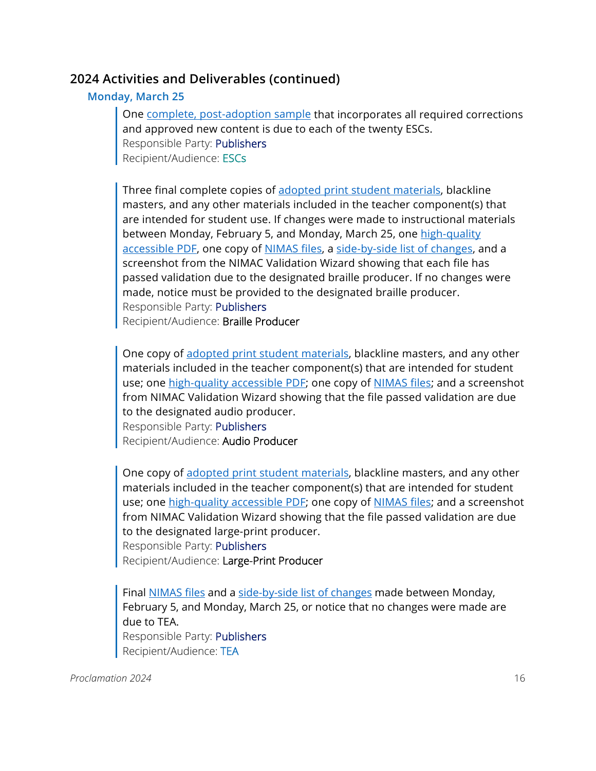## 2024 Activities and Deliverables (continued)

### Monday, March 25

One complete, post-adoption sample that incorporates all required corrections and approved new content is due to each of the twenty ESCs.
Responsible Party: Publishers
Recipient/Audience: ESCs

Three final complete copies of adopted print student materials, blackline masters, and any other materials included in the teacher component(s) that are intended for student use. If changes were made to instructional materials between Monday, February 5, and Monday, March 25, one high-quality accessible PDF, one copy of NIMAS files, a side-by-side list of changes, and a screenshot from the NIMAC Validation Wizard showing that each file has passed validation due to the designated braille producer. If no changes were made, notice must be provided to the designated braille producer.
Responsible Party: Publishers
Recipient/Audience: Braille Producer

One copy of adopted print student materials, blackline masters, and any other materials included in the teacher component(s) that are intended for student use; one high-quality accessible PDF; one copy of NIMAS files; and a screenshot from NIMAC Validation Wizard showing that the file passed validation are due to the designated audio producer.
Responsible Party: Publishers
Recipient/Audience: Audio Producer

One copy of adopted print student materials, blackline masters, and any other materials included in the teacher component(s) that are intended for student use; one high-quality accessible PDF; one copy of NIMAS files; and a screenshot from NIMAC Validation Wizard showing that the file passed validation are due to the designated large-print producer.
Responsible Party: Publishers
Recipient/Audience: Large-Print Producer

Final NIMAS files and a side-by-side list of changes made between Monday, February 5, and Monday, March 25, or notice that no changes were made are due to TEA.
Responsible Party: Publishers
Recipient/Audience: TEA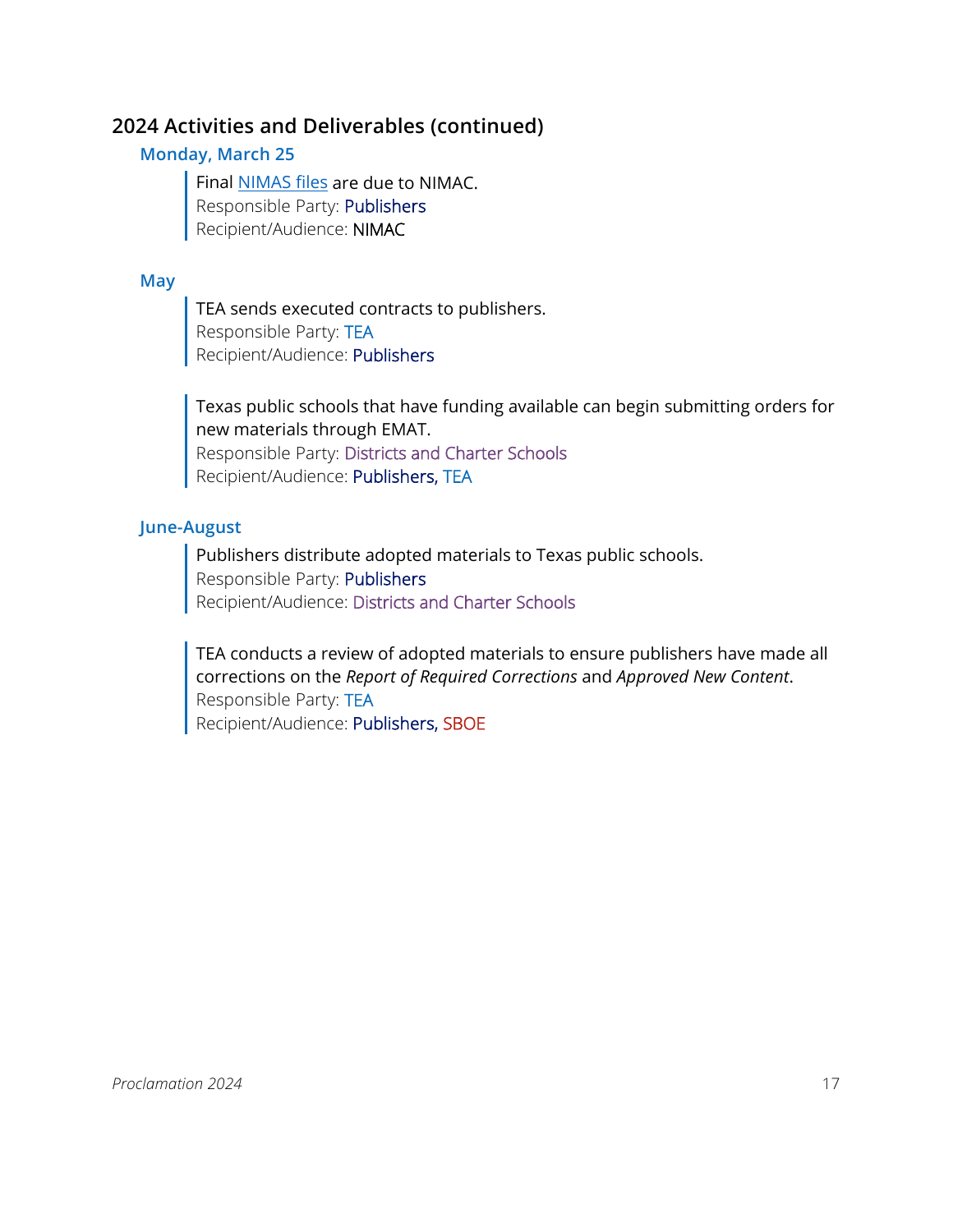## 2024 Activities and Deliverables (continued)

### Monday, March 25

> Final [NIMAS files]() are due to NIMAC.
> Responsible Party: Publishers
> Recipient/Audience: NIMAC

### May

> TEA sends executed contracts to publishers.
> Responsible Party: TEA
> Recipient/Audience: Publishers

> Texas public schools that have funding available can begin submitting orders for new materials through EMAT.
> Responsible Party: Districts and Charter Schools
> Recipient/Audience: Publishers, TEA

### June-August

> Publishers distribute adopted materials to Texas public schools.
> Responsible Party: Publishers
> Recipient/Audience: Districts and Charter Schools

> TEA conducts a review of adopted materials to ensure publishers have made all corrections on the *Report of Required Corrections* and *Approved New Content*.
> Responsible Party: TEA
> Recipient/Audience: Publishers, SBOE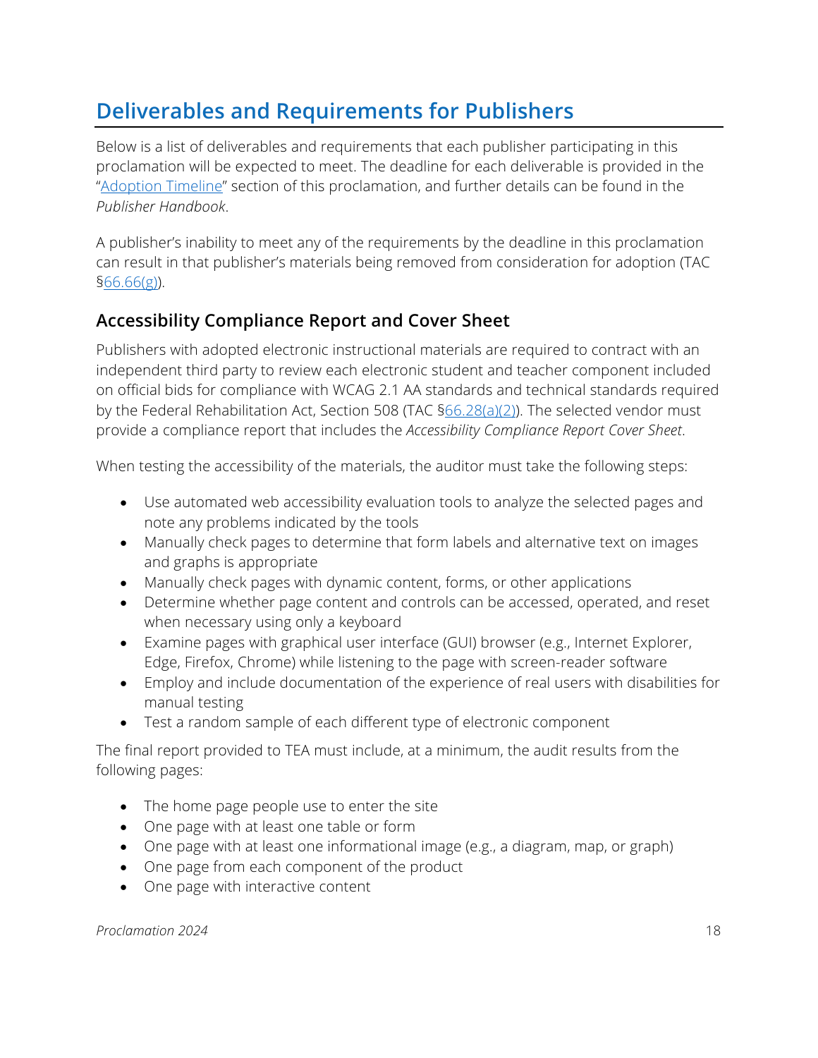# Deliverables and Requirements for Publishers

Below is a list of deliverables and requirements that each publisher participating in this proclamation will be expected to meet. The deadline for each deliverable is provided in the "Adoption Timeline" section of this proclamation, and further details can be found in the *Publisher Handbook*.

A publisher's inability to meet any of the requirements by the deadline in this proclamation can result in that publisher's materials being removed from consideration for adoption (TAC §66.66(g)).

## Accessibility Compliance Report and Cover Sheet

Publishers with adopted electronic instructional materials are required to contract with an independent third party to review each electronic student and teacher component included on official bids for compliance with WCAG 2.1 AA standards and technical standards required by the Federal Rehabilitation Act, Section 508 (TAC §66.28(a)(2)). The selected vendor must provide a compliance report that includes the *Accessibility Compliance Report Cover Sheet*.

When testing the accessibility of the materials, the auditor must take the following steps:

- Use automated web accessibility evaluation tools to analyze the selected pages and note any problems indicated by the tools
- Manually check pages to determine that form labels and alternative text on images and graphs is appropriate
- Manually check pages with dynamic content, forms, or other applications
- Determine whether page content and controls can be accessed, operated, and reset when necessary using only a keyboard
- Examine pages with graphical user interface (GUI) browser (e.g., Internet Explorer, Edge, Firefox, Chrome) while listening to the page with screen-reader software
- Employ and include documentation of the experience of real users with disabilities for manual testing
- Test a random sample of each different type of electronic component

The final report provided to TEA must include, at a minimum, the audit results from the following pages:

- The home page people use to enter the site
- One page with at least one table or form
- One page with at least one informational image (e.g., a diagram, map, or graph)
- One page from each component of the product
- One page with interactive content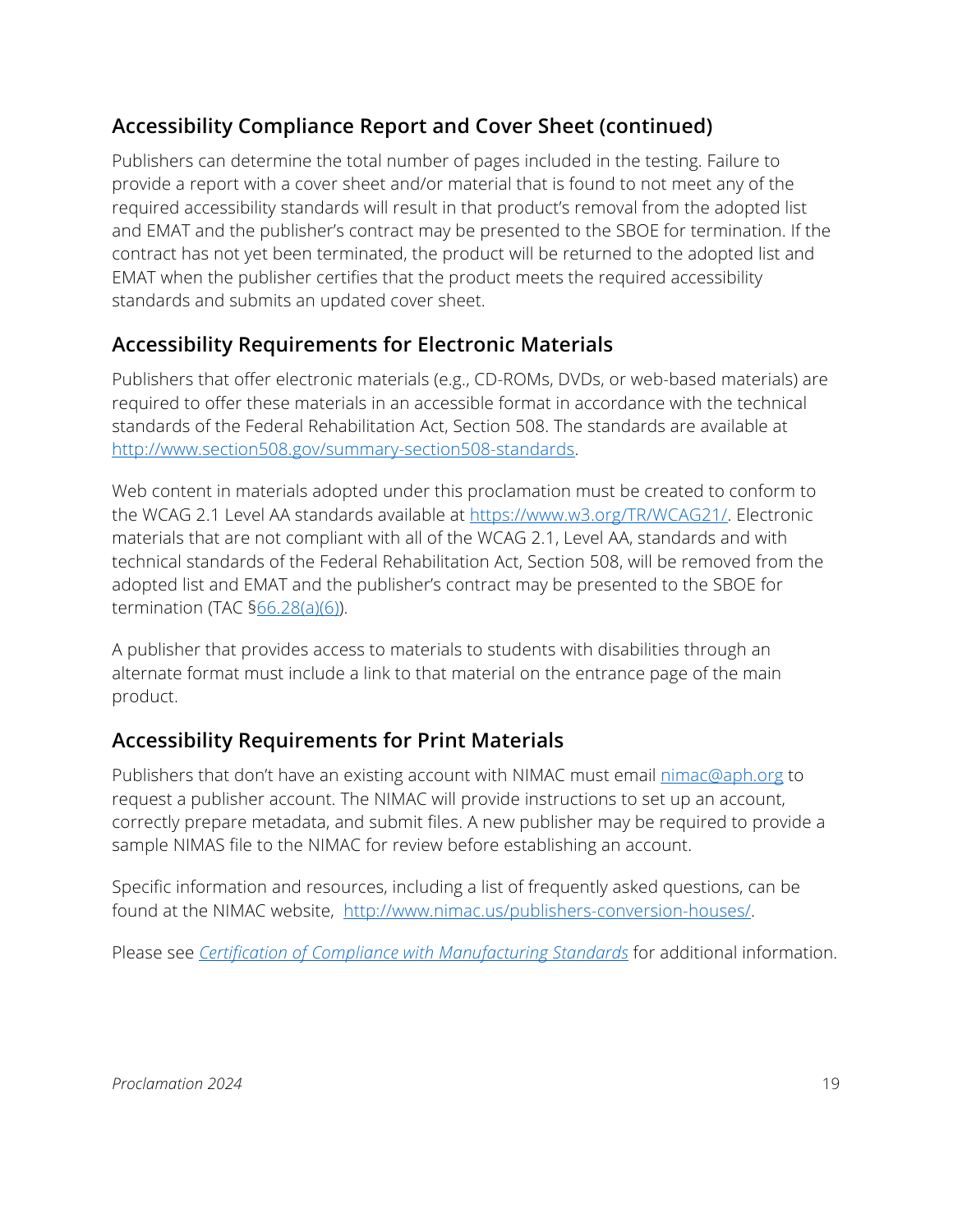## Accessibility Compliance Report and Cover Sheet (continued)

Publishers can determine the total number of pages included in the testing. Failure to provide a report with a cover sheet and/or material that is found to not meet any of the required accessibility standards will result in that product's removal from the adopted list and EMAT and the publisher's contract may be presented to the SBOE for termination. If the contract has not yet been terminated, the product will be returned to the adopted list and EMAT when the publisher certifies that the product meets the required accessibility standards and submits an updated cover sheet.

## Accessibility Requirements for Electronic Materials

Publishers that offer electronic materials (e.g., CD-ROMs, DVDs, or web-based materials) are required to offer these materials in an accessible format in accordance with the technical standards of the Federal Rehabilitation Act, Section 508. The standards are available at [http://www.section508.gov/summary-section508-standards](http://www.section508.gov/summary-section508-standards).

Web content in materials adopted under this proclamation must be created to conform to the WCAG 2.1 Level AA standards available at [https://www.w3.org/TR/WCAG21/](https://www.w3.org/TR/WCAG21/). Electronic materials that are not compliant with all of the WCAG 2.1, Level AA, standards and with technical standards of the Federal Rehabilitation Act, Section 508, will be removed from the adopted list and EMAT and the publisher's contract may be presented to the SBOE for termination (TAC §66.28(a)(6)).

A publisher that provides access to materials to students with disabilities through an alternate format must include a link to that material on the entrance page of the main product.

## Accessibility Requirements for Print Materials

Publishers that don't have an existing account with NIMAC must email [nimac@aph.org](mailto:nimac@aph.org) to request a publisher account. The NIMAC will provide instructions to set up an account, correctly prepare metadata, and submit files. A new publisher may be required to provide a sample NIMAS file to the NIMAC for review before establishing an account.

Specific information and resources, including a list of frequently asked questions, can be found at the NIMAC website, [http://www.nimac.us/publishers-conversion-houses/](http://www.nimac.us/publishers-conversion-houses/).

Please see *Certification of Compliance with Manufacturing Standards* for additional information.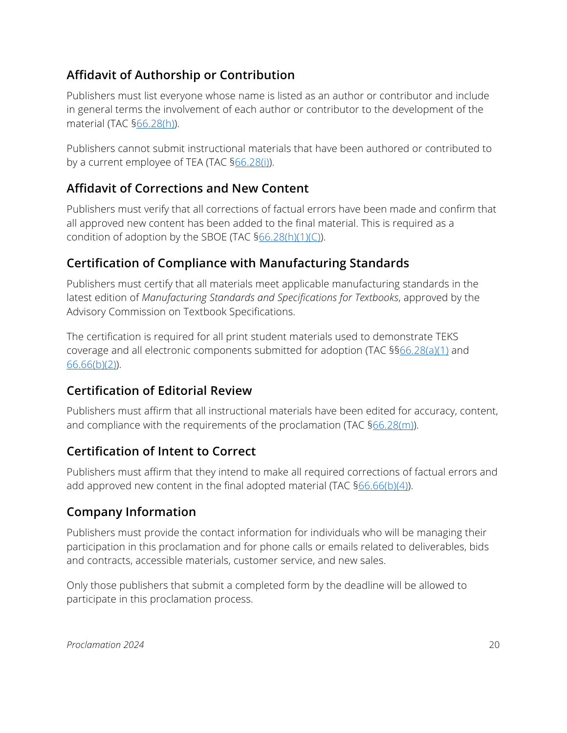## Affidavit of Authorship or Contribution

Publishers must list everyone whose name is listed as an author or contributor and include in general terms the involvement of each author or contributor to the development of the material (TAC §66.28(h)).

Publishers cannot submit instructional materials that have been authored or contributed to by a current employee of TEA (TAC §66.28(i)).

## Affidavit of Corrections and New Content

Publishers must verify that all corrections of factual errors have been made and confirm that all approved new content has been added to the final material. This is required as a condition of adoption by the SBOE (TAC §66.28(h)(1)(C)).

## Certification of Compliance with Manufacturing Standards

Publishers must certify that all materials meet applicable manufacturing standards in the latest edition of *Manufacturing Standards and Specifications for Textbooks*, approved by the Advisory Commission on Textbook Specifications.

The certification is required for all print student materials used to demonstrate TEKS coverage and all electronic components submitted for adoption (TAC §§66.28(a)(1) and 66.66(b)(2)).

## Certification of Editorial Review

Publishers must affirm that all instructional materials have been edited for accuracy, content, and compliance with the requirements of the proclamation (TAC §66.28(m)).

## Certification of Intent to Correct

Publishers must affirm that they intend to make all required corrections of factual errors and add approved new content in the final adopted material (TAC §66.66(b)(4)).

## Company Information

Publishers must provide the contact information for individuals who will be managing their participation in this proclamation and for phone calls or emails related to deliverables, bids and contracts, accessible materials, customer service, and new sales.

Only those publishers that submit a completed form by the deadline will be allowed to participate in this proclamation process.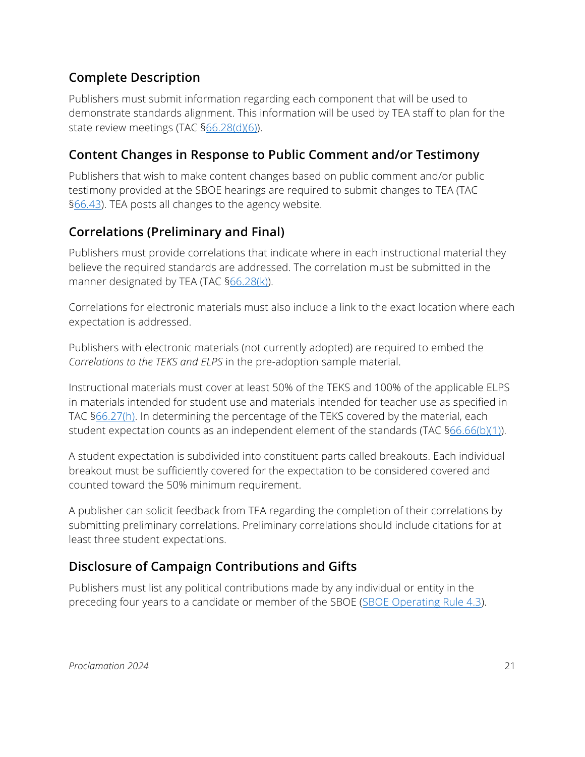## Complete Description

Publishers must submit information regarding each component that will be used to demonstrate standards alignment. This information will be used by TEA staff to plan for the state review meetings (TAC §66.28(d)(6)).

## Content Changes in Response to Public Comment and/or Testimony

Publishers that wish to make content changes based on public comment and/or public testimony provided at the SBOE hearings are required to submit changes to TEA (TAC §66.43). TEA posts all changes to the agency website.

## Correlations (Preliminary and Final)

Publishers must provide correlations that indicate where in each instructional material they believe the required standards are addressed. The correlation must be submitted in the manner designated by TEA (TAC §66.28(k)).

Correlations for electronic materials must also include a link to the exact location where each expectation is addressed.

Publishers with electronic materials (not currently adopted) are required to embed the *Correlations to the TEKS and ELPS* in the pre-adoption sample material.

Instructional materials must cover at least 50% of the TEKS and 100% of the applicable ELPS in materials intended for student use and materials intended for teacher use as specified in TAC §66.27(h). In determining the percentage of the TEKS covered by the material, each student expectation counts as an independent element of the standards (TAC §66.66(b)(1)).

A student expectation is subdivided into constituent parts called breakouts. Each individual breakout must be sufficiently covered for the expectation to be considered covered and counted toward the 50% minimum requirement.

A publisher can solicit feedback from TEA regarding the completion of their correlations by submitting preliminary correlations. Preliminary correlations should include citations for at least three student expectations.

## Disclosure of Campaign Contributions and Gifts

Publishers must list any political contributions made by any individual or entity in the preceding four years to a candidate or member of the SBOE (SBOE Operating Rule 4.3).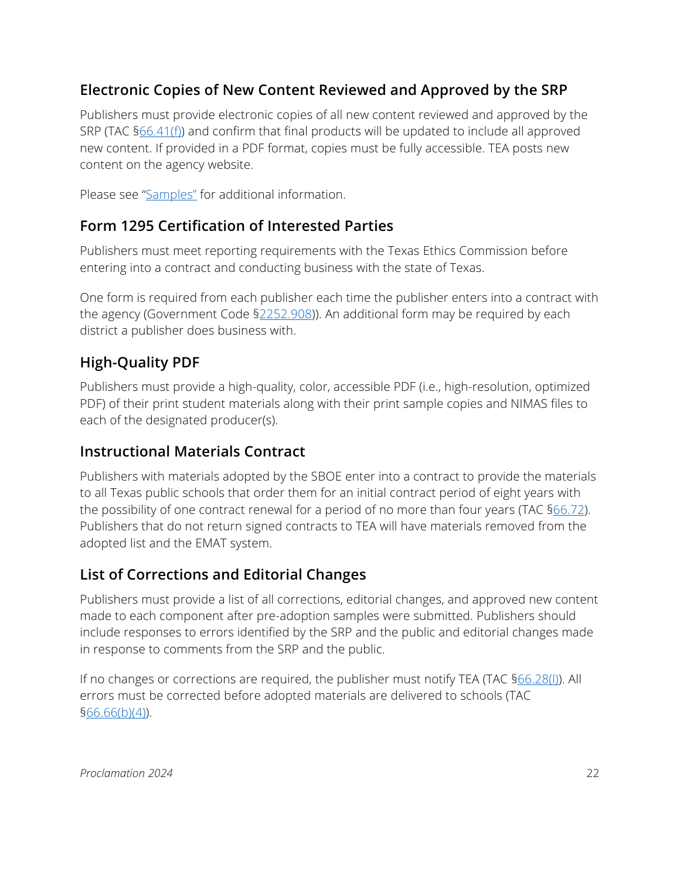## Electronic Copies of New Content Reviewed and Approved by the SRP

Publishers must provide electronic copies of all new content reviewed and approved by the SRP (TAC §66.41(f)) and confirm that final products will be updated to include all approved new content. If provided in a PDF format, copies must be fully accessible. TEA posts new content on the agency website.

Please see "Samples" for additional information.

## Form 1295 Certification of Interested Parties

Publishers must meet reporting requirements with the Texas Ethics Commission before entering into a contract and conducting business with the state of Texas.

One form is required from each publisher each time the publisher enters into a contract with the agency (Government Code §2252.908)). An additional form may be required by each district a publisher does business with.

## High-Quality PDF

Publishers must provide a high-quality, color, accessible PDF (i.e., high-resolution, optimized PDF) of their print student materials along with their print sample copies and NIMAS files to each of the designated producer(s).

## Instructional Materials Contract

Publishers with materials adopted by the SBOE enter into a contract to provide the materials to all Texas public schools that order them for an initial contract period of eight years with the possibility of one contract renewal for a period of no more than four years (TAC §66.72). Publishers that do not return signed contracts to TEA will have materials removed from the adopted list and the EMAT system.

## List of Corrections and Editorial Changes

Publishers must provide a list of all corrections, editorial changes, and approved new content made to each component after pre-adoption samples were submitted. Publishers should include responses to errors identified by the SRP and the public and editorial changes made in response to comments from the SRP and the public.

If no changes or corrections are required, the publisher must notify TEA (TAC §66.28(l)). All errors must be corrected before adopted materials are delivered to schools (TAC §66.66(b)(4)).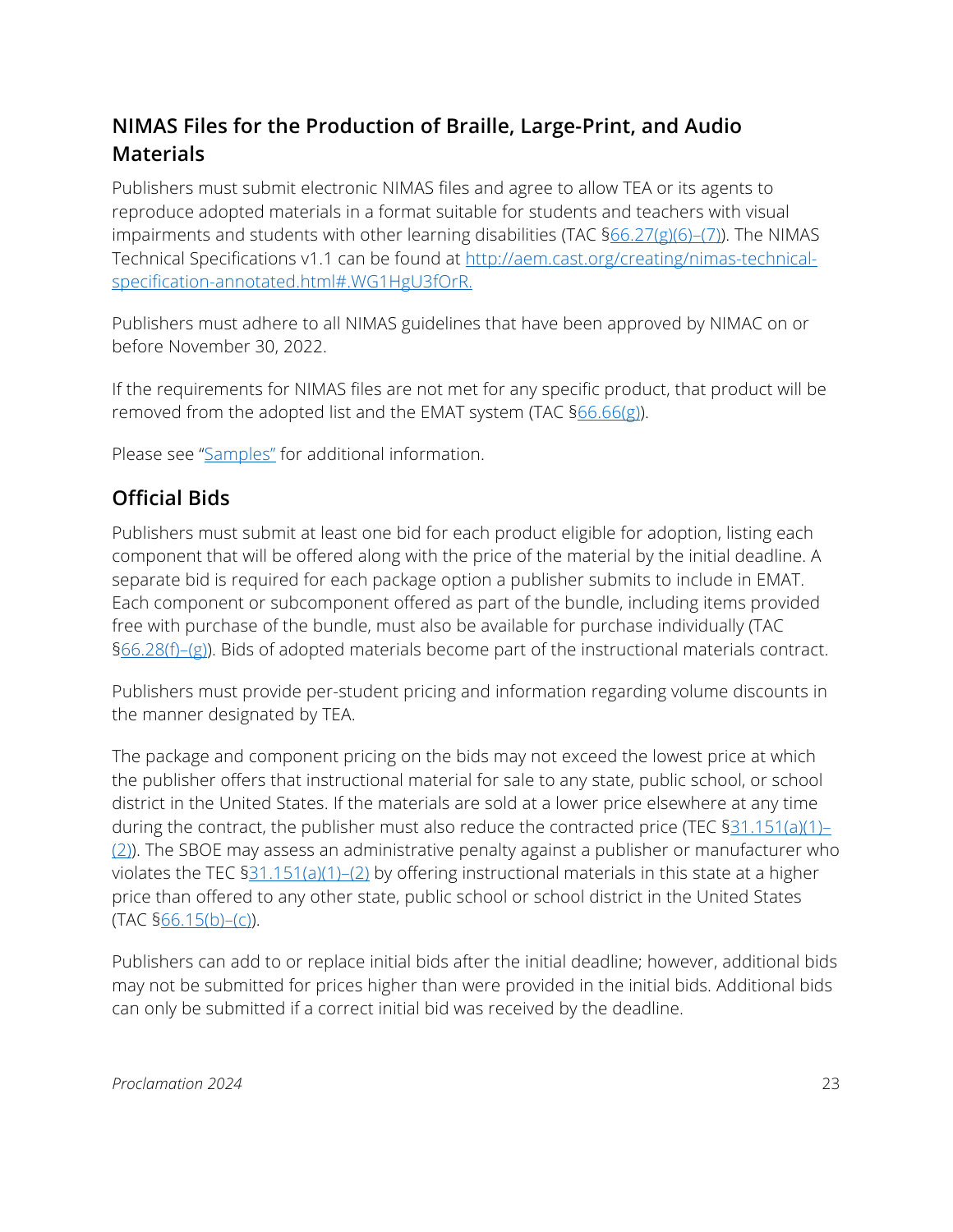## NIMAS Files for the Production of Braille, Large-Print, and Audio Materials

Publishers must submit electronic NIMAS files and agree to allow TEA or its agents to reproduce adopted materials in a format suitable for students and teachers with visual impairments and students with other learning disabilities (TAC §66.27(g)(6)–(7)). The NIMAS Technical Specifications v1.1 can be found at http://aem.cast.org/creating/nimas-technical-specification-annotated.html#.WG1HgU3fOrR.

Publishers must adhere to all NIMAS guidelines that have been approved by NIMAC on or before November 30, 2022.

If the requirements for NIMAS files are not met for any specific product, that product will be removed from the adopted list and the EMAT system (TAC §66.66(g)).

Please see "Samples" for additional information.

## Official Bids

Publishers must submit at least one bid for each product eligible for adoption, listing each component that will be offered along with the price of the material by the initial deadline. A separate bid is required for each package option a publisher submits to include in EMAT. Each component or subcomponent offered as part of the bundle, including items provided free with purchase of the bundle, must also be available for purchase individually (TAC §66.28(f)–(g)). Bids of adopted materials become part of the instructional materials contract.

Publishers must provide per-student pricing and information regarding volume discounts in the manner designated by TEA.

The package and component pricing on the bids may not exceed the lowest price at which the publisher offers that instructional material for sale to any state, public school, or school district in the United States. If the materials are sold at a lower price elsewhere at any time during the contract, the publisher must also reduce the contracted price (TEC §31.151(a)(1)–(2)). The SBOE may assess an administrative penalty against a publisher or manufacturer who violates the TEC §31.151(a)(1)–(2) by offering instructional materials in this state at a higher price than offered to any other state, public school or school district in the United States (TAC §66.15(b)–(c)).

Publishers can add to or replace initial bids after the initial deadline; however, additional bids may not be submitted for prices higher than were provided in the initial bids. Additional bids can only be submitted if a correct initial bid was received by the deadline.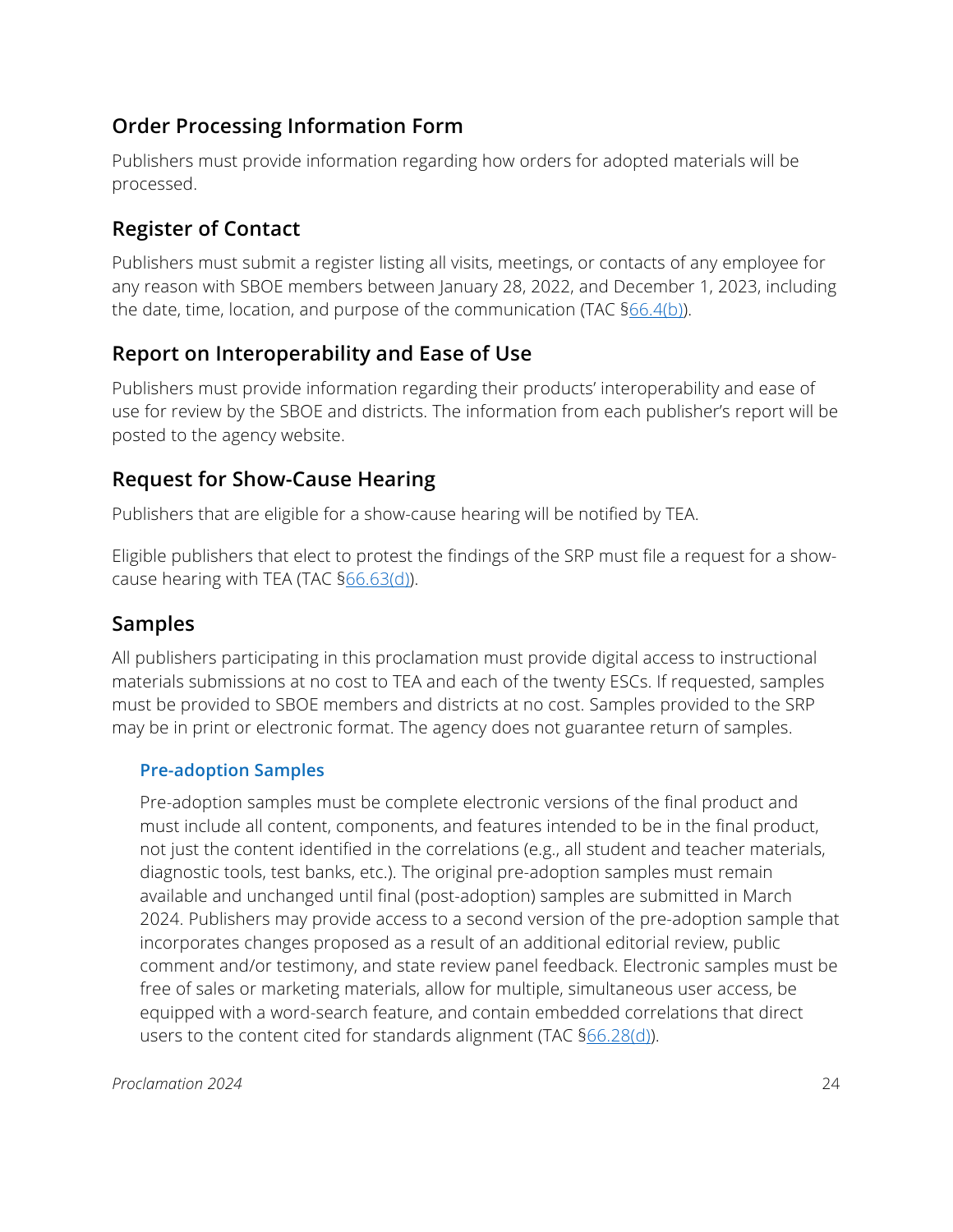## Order Processing Information Form

Publishers must provide information regarding how orders for adopted materials will be processed.

## Register of Contact

Publishers must submit a register listing all visits, meetings, or contacts of any employee for any reason with SBOE members between January 28, 2022, and December 1, 2023, including the date, time, location, and purpose of the communication (TAC §66.4(b)).

## Report on Interoperability and Ease of Use

Publishers must provide information regarding their products' interoperability and ease of use for review by the SBOE and districts. The information from each publisher's report will be posted to the agency website.

## Request for Show-Cause Hearing

Publishers that are eligible for a show-cause hearing will be notified by TEA.

Eligible publishers that elect to protest the findings of the SRP must file a request for a show-cause hearing with TEA (TAC §66.63(d)).

## Samples

All publishers participating in this proclamation must provide digital access to instructional materials submissions at no cost to TEA and each of the twenty ESCs. If requested, samples must be provided to SBOE members and districts at no cost. Samples provided to the SRP may be in print or electronic format. The agency does not guarantee return of samples.

### Pre-adoption Samples

Pre-adoption samples must be complete electronic versions of the final product and must include all content, components, and features intended to be in the final product, not just the content identified in the correlations (e.g., all student and teacher materials, diagnostic tools, test banks, etc.). The original pre-adoption samples must remain available and unchanged until final (post-adoption) samples are submitted in March 2024. Publishers may provide access to a second version of the pre-adoption sample that incorporates changes proposed as a result of an additional editorial review, public comment and/or testimony, and state review panel feedback. Electronic samples must be free of sales or marketing materials, allow for multiple, simultaneous user access, be equipped with a word-search feature, and contain embedded correlations that direct users to the content cited for standards alignment (TAC §66.28(d)).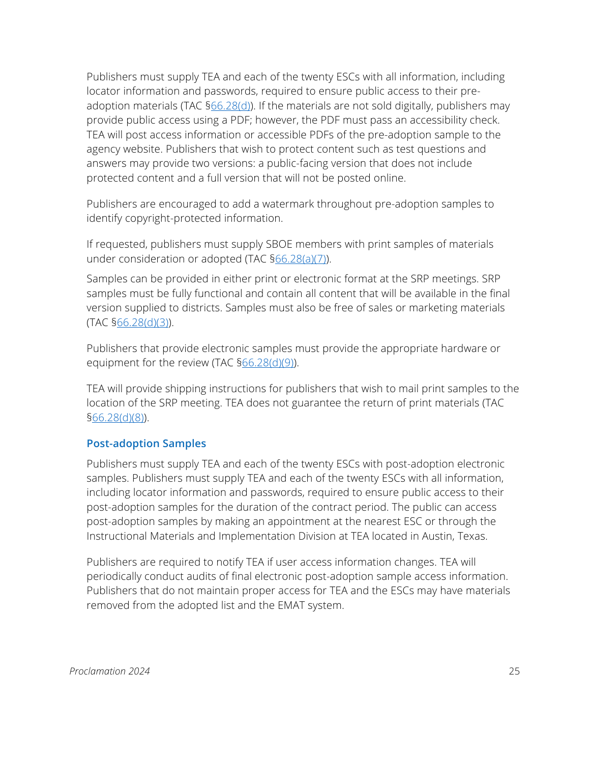Publishers must supply TEA and each of the twenty ESCs with all information, including locator information and passwords, required to ensure public access to their pre-adoption materials (TAC §66.28(d)). If the materials are not sold digitally, publishers may provide public access using a PDF; however, the PDF must pass an accessibility check. TEA will post access information or accessible PDFs of the pre-adoption sample to the agency website. Publishers that wish to protect content such as test questions and answers may provide two versions: a public-facing version that does not include protected content and a full version that will not be posted online.

Publishers are encouraged to add a watermark throughout pre-adoption samples to identify copyright-protected information.

If requested, publishers must supply SBOE members with print samples of materials under consideration or adopted (TAC §66.28(a)(7)).

Samples can be provided in either print or electronic format at the SRP meetings. SRP samples must be fully functional and contain all content that will be available in the final version supplied to districts. Samples must also be free of sales or marketing materials (TAC §66.28(d)(3)).

Publishers that provide electronic samples must provide the appropriate hardware or equipment for the review (TAC §66.28(d)(9)).

TEA will provide shipping instructions for publishers that wish to mail print samples to the location of the SRP meeting. TEA does not guarantee the return of print materials (TAC §66.28(d)(8)).

### Post-adoption Samples

Publishers must supply TEA and each of the twenty ESCs with post-adoption electronic samples. Publishers must supply TEA and each of the twenty ESCs with all information, including locator information and passwords, required to ensure public access to their post-adoption samples for the duration of the contract period. The public can access post-adoption samples by making an appointment at the nearest ESC or through the Instructional Materials and Implementation Division at TEA located in Austin, Texas.

Publishers are required to notify TEA if user access information changes. TEA will periodically conduct audits of final electronic post-adoption sample access information. Publishers that do not maintain proper access for TEA and the ESCs may have materials removed from the adopted list and the EMAT system.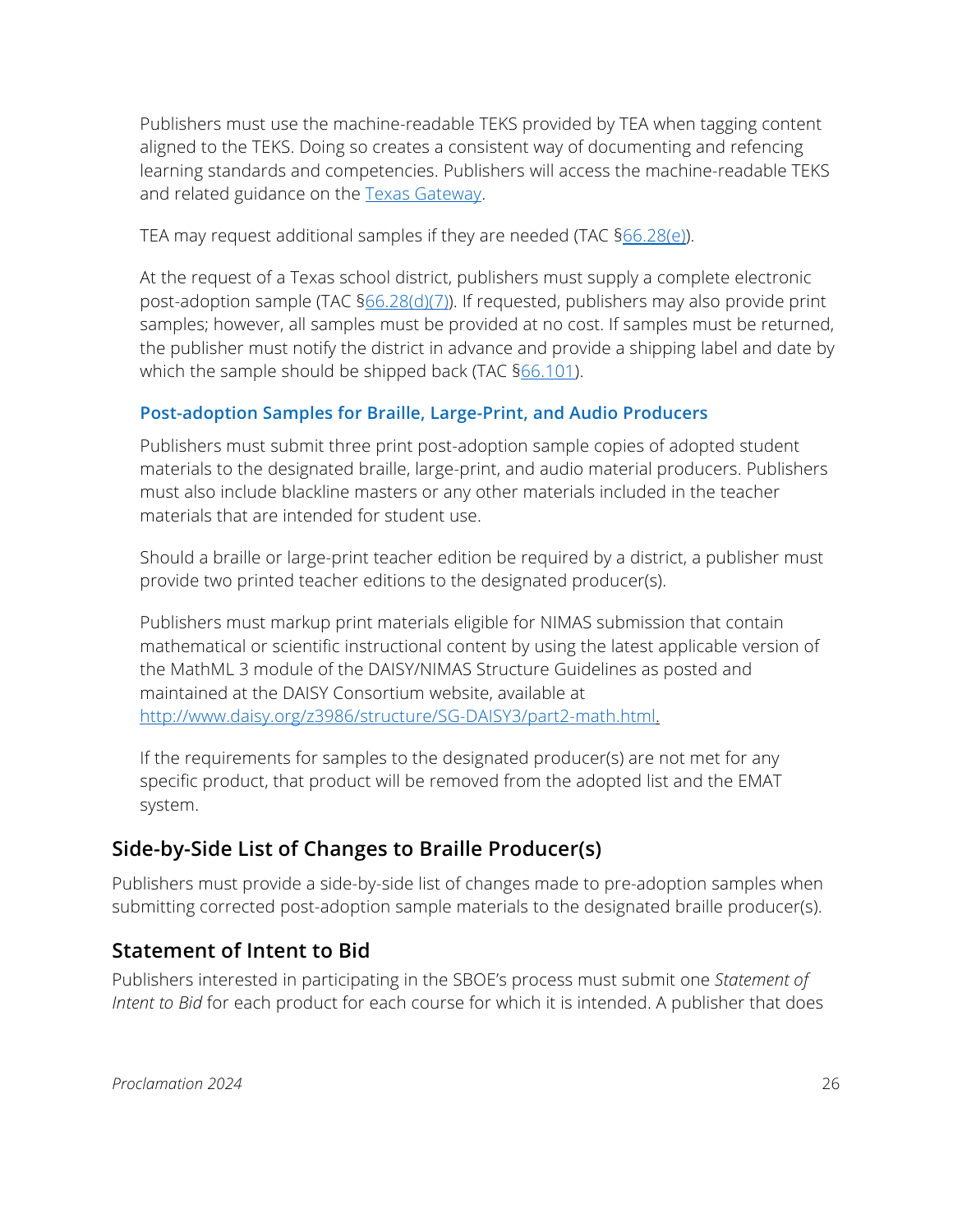Publishers must use the machine-readable TEKS provided by TEA when tagging content aligned to the TEKS. Doing so creates a consistent way of documenting and refencing learning standards and competencies. Publishers will access the machine-readable TEKS and related guidance on the [Texas Gateway](#).

TEA may request additional samples if they are needed (TAC §[66.28(e)](#)).

At the request of a Texas school district, publishers must supply a complete electronic post-adoption sample (TAC §[66.28(d)(7)](#)). If requested, publishers may also provide print samples; however, all samples must be provided at no cost. If samples must be returned, the publisher must notify the district in advance and provide a shipping label and date by which the sample should be shipped back (TAC §[66.101](#)).

### Post-adoption Samples for Braille, Large-Print, and Audio Producers

Publishers must submit three print post-adoption sample copies of adopted student materials to the designated braille, large-print, and audio material producers. Publishers must also include blackline masters or any other materials included in the teacher materials that are intended for student use.

Should a braille or large-print teacher edition be required by a district, a publisher must provide two printed teacher editions to the designated producer(s).

Publishers must markup print materials eligible for NIMAS submission that contain mathematical or scientific instructional content by using the latest applicable version of the MathML 3 module of the DAISY/NIMAS Structure Guidelines as posted and maintained at the DAISY Consortium website, available at [http://www.daisy.org/z3986/structure/SG-DAISY3/part2-math.html](http://www.daisy.org/z3986/structure/SG-DAISY3/part2-math.html).

If the requirements for samples to the designated producer(s) are not met for any specific product, that product will be removed from the adopted list and the EMAT system.

## Side-by-Side List of Changes to Braille Producer(s)

Publishers must provide a side-by-side list of changes made to pre-adoption samples when submitting corrected post-adoption sample materials to the designated braille producer(s).

## Statement of Intent to Bid

Publishers interested in participating in the SBOE's process must submit one *Statement of Intent to Bid* for each product for each course for which it is intended. A publisher that does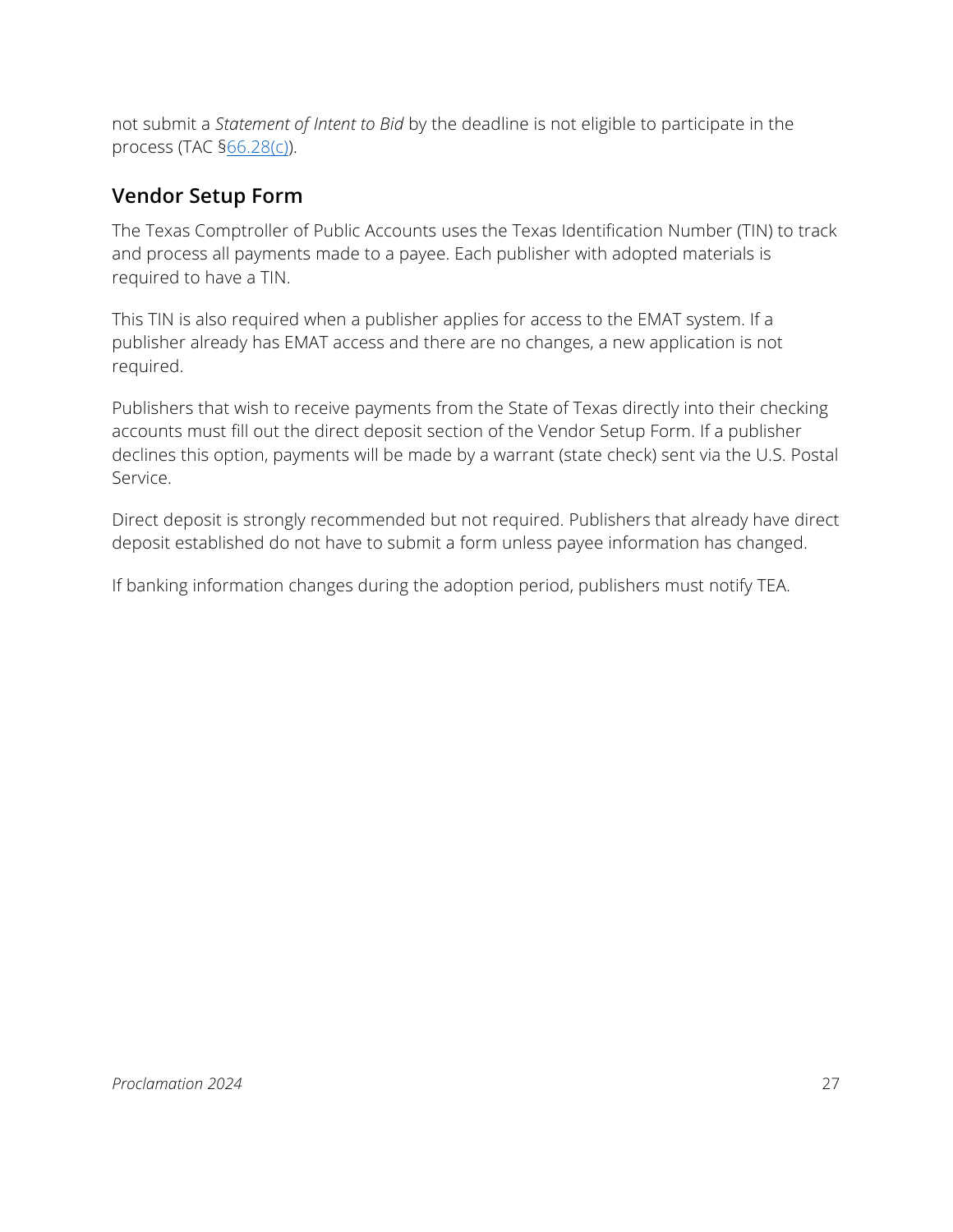not submit a *Statement of Intent to Bid* by the deadline is not eligible to participate in the process (TAC §66.28(c)).

## Vendor Setup Form

The Texas Comptroller of Public Accounts uses the Texas Identification Number (TIN) to track and process all payments made to a payee. Each publisher with adopted materials is required to have a TIN.

This TIN is also required when a publisher applies for access to the EMAT system. If a publisher already has EMAT access and there are no changes, a new application is not required.

Publishers that wish to receive payments from the State of Texas directly into their checking accounts must fill out the direct deposit section of the Vendor Setup Form. If a publisher declines this option, payments will be made by a warrant (state check) sent via the U.S. Postal Service.

Direct deposit is strongly recommended but not required. Publishers that already have direct deposit established do not have to submit a form unless payee information has changed.

If banking information changes during the adoption period, publishers must notify TEA.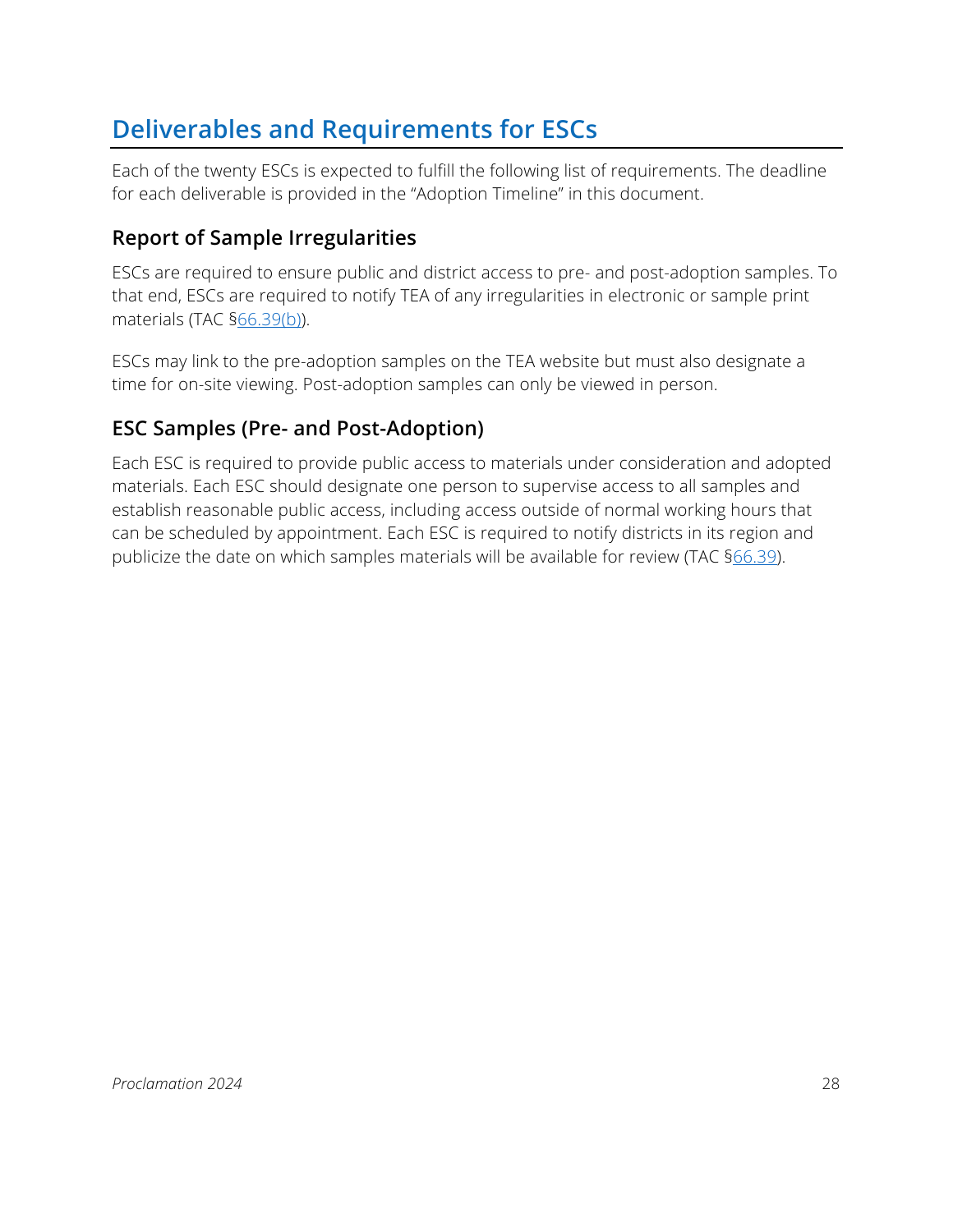## Deliverables and Requirements for ESCs

Each of the twenty ESCs is expected to fulfill the following list of requirements. The deadline for each deliverable is provided in the “Adoption Timeline” in this document.

### Report of Sample Irregularities

ESCs are required to ensure public and district access to pre- and post-adoption samples. To that end, ESCs are required to notify TEA of any irregularities in electronic or sample print materials (TAC §66.39(b)).

ESCs may link to the pre-adoption samples on the TEA website but must also designate a time for on-site viewing. Post-adoption samples can only be viewed in person.

### ESC Samples (Pre- and Post-Adoption)

Each ESC is required to provide public access to materials under consideration and adopted materials. Each ESC should designate one person to supervise access to all samples and establish reasonable public access, including access outside of normal working hours that can be scheduled by appointment. Each ESC is required to notify districts in its region and publicize the date on which samples materials will be available for review (TAC §66.39).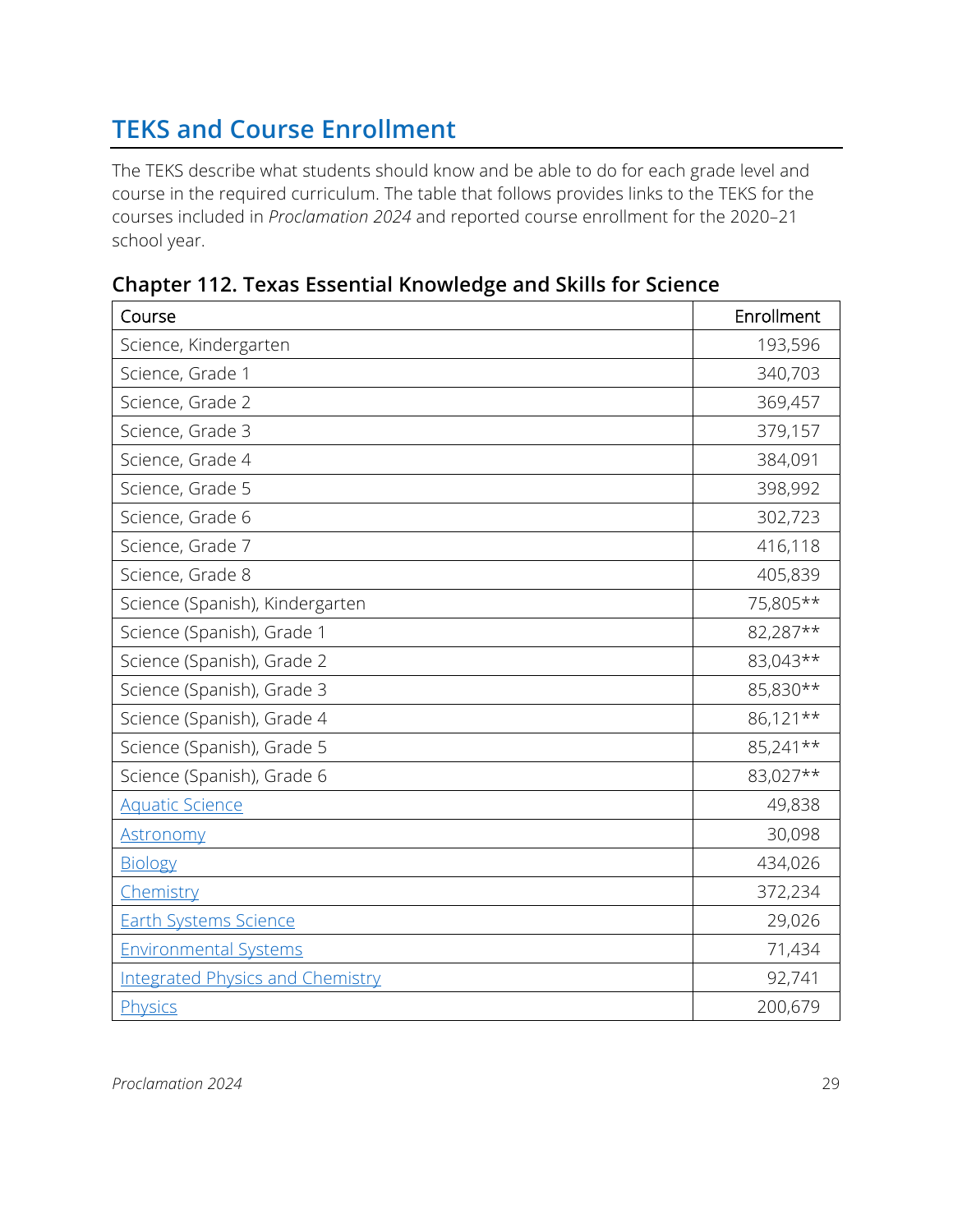## TEKS and Course Enrollment

The TEKS describe what students should know and be able to do for each grade level and course in the required curriculum. The table that follows provides links to the TEKS for the courses included in *Proclamation 2024* and reported course enrollment for the 2020–21 school year.

### Chapter 112. Texas Essential Knowledge and Skills for Science

| Course | Enrollment |
|---|---:|
| Science, Kindergarten | 193,596 |
| Science, Grade 1 | 340,703 |
| Science, Grade 2 | 369,457 |
| Science, Grade 3 | 379,157 |
| Science, Grade 4 | 384,091 |
| Science, Grade 5 | 398,992 |
| Science, Grade 6 | 302,723 |
| Science, Grade 7 | 416,118 |
| Science, Grade 8 | 405,839 |
| Science (Spanish), Kindergarten | 75,805** |
| Science (Spanish), Grade 1 | 82,287** |
| Science (Spanish), Grade 2 | 83,043** |
| Science (Spanish), Grade 3 | 85,830** |
| Science (Spanish), Grade 4 | 86,121** |
| Science (Spanish), Grade 5 | 85,241** |
| Science (Spanish), Grade 6 | 83,027** |
| Aquatic Science | 49,838 |
| Astronomy | 30,098 |
| Biology | 434,026 |
| Chemistry | 372,234 |
| Earth Systems Science | 29,026 |
| Environmental Systems | 71,434 |
| Integrated Physics and Chemistry | 92,741 |
| Physics | 200,679 |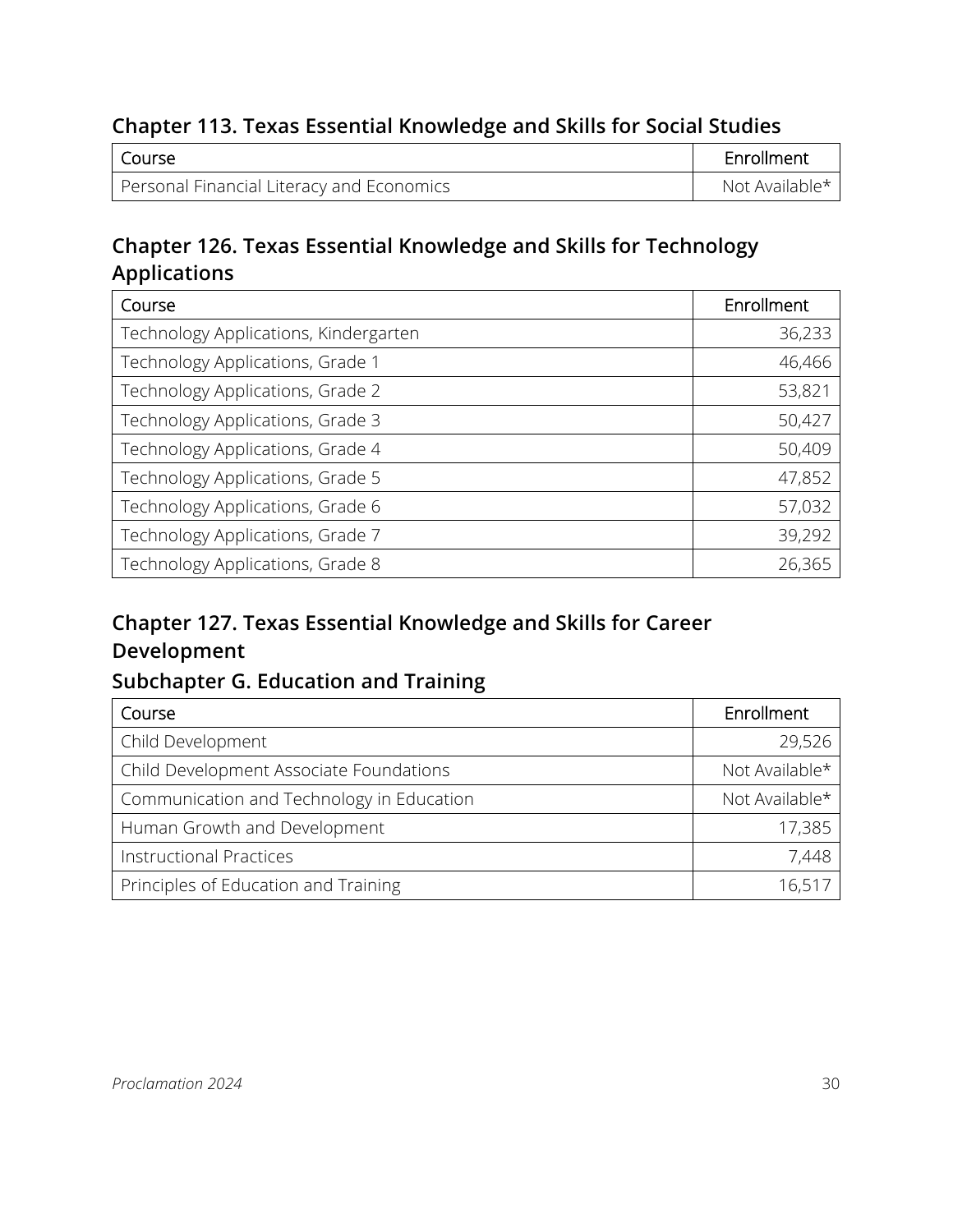## Chapter 113. Texas Essential Knowledge and Skills for Social Studies

| Course | Enrollment |
|---|---|
| Personal Financial Literacy and Economics | Not Available* |

## Chapter 126. Texas Essential Knowledge and Skills for Technology Applications

| Course | Enrollment |
|---|---|
| Technology Applications, Kindergarten | 36,233 |
| Technology Applications, Grade 1 | 46,466 |
| Technology Applications, Grade 2 | 53,821 |
| Technology Applications, Grade 3 | 50,427 |
| Technology Applications, Grade 4 | 50,409 |
| Technology Applications, Grade 5 | 47,852 |
| Technology Applications, Grade 6 | 57,032 |
| Technology Applications, Grade 7 | 39,292 |
| Technology Applications, Grade 8 | 26,365 |

## Chapter 127. Texas Essential Knowledge and Skills for Career Development

### Subchapter G. Education and Training

| Course | Enrollment |
|---|---|
| Child Development | 29,526 |
| Child Development Associate Foundations | Not Available* |
| Communication and Technology in Education | Not Available* |
| Human Growth and Development | 17,385 |
| Instructional Practices | 7,448 |
| Principles of Education and Training | 16,517 |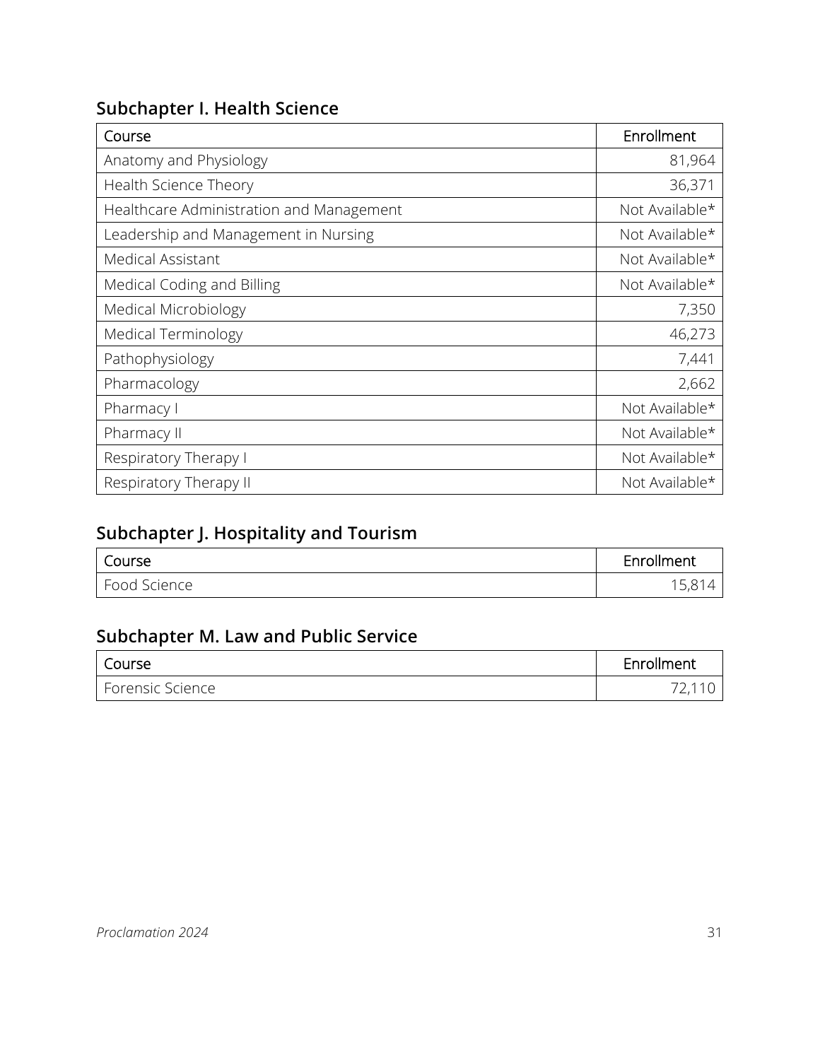## Subchapter I. Health Science

| Course | Enrollment |
|---|---:|
| Anatomy and Physiology | 81,964 |
| Health Science Theory | 36,371 |
| Healthcare Administration and Management | Not Available* |
| Leadership and Management in Nursing | Not Available* |
| Medical Assistant | Not Available* |
| Medical Coding and Billing | Not Available* |
| Medical Microbiology | 7,350 |
| Medical Terminology | 46,273 |
| Pathophysiology | 7,441 |
| Pharmacology | 2,662 |
| Pharmacy I | Not Available* |
| Pharmacy II | Not Available* |
| Respiratory Therapy I | Not Available* |
| Respiratory Therapy II | Not Available* |

## Subchapter J. Hospitality and Tourism

| Course | Enrollment |
|---|---:|
| Food Science | 15,814 |

## Subchapter M. Law and Public Service

| Course | Enrollment |
|---|---:|
| Forensic Science | 72,110 |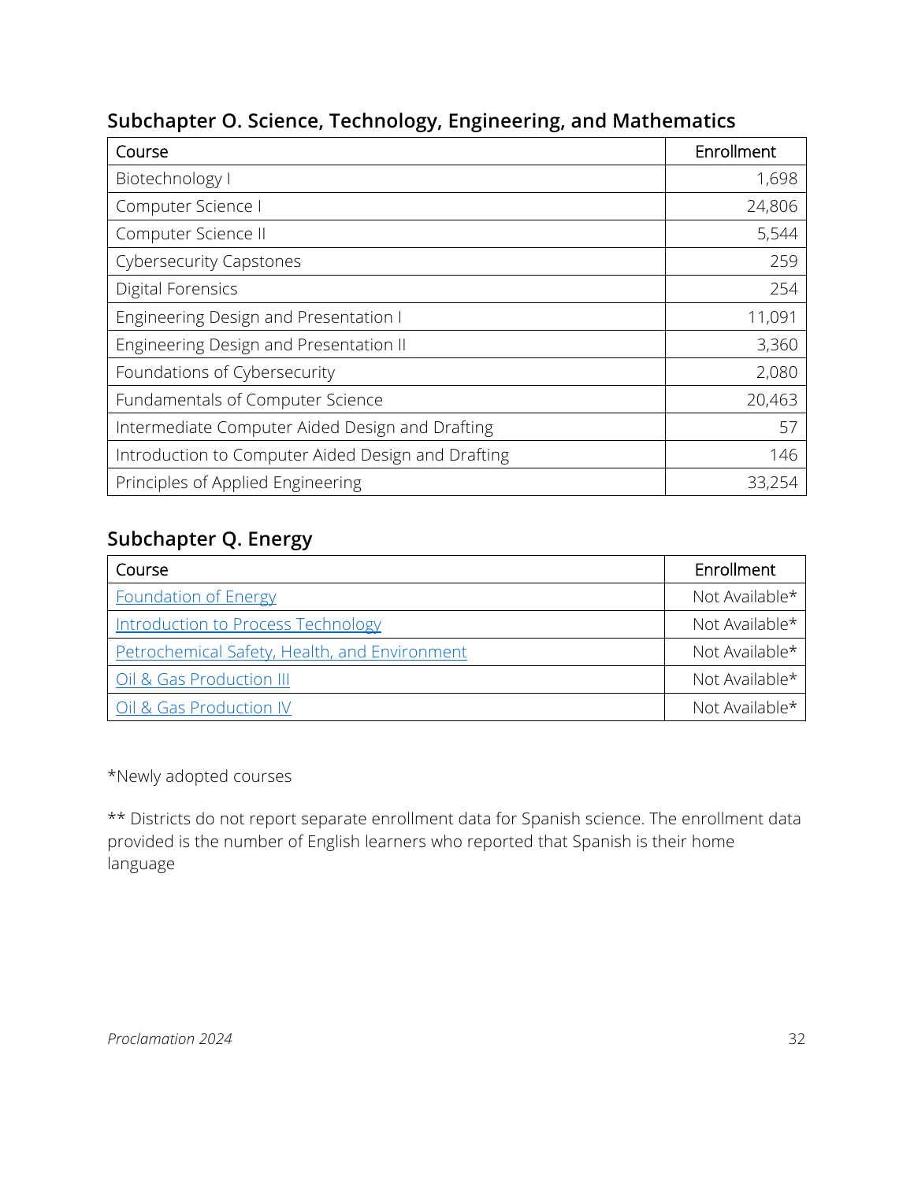### Subchapter O. Science, Technology, Engineering, and Mathematics

| Course | Enrollment |
|---|---:|
| Biotechnology I | 1,698 |
| Computer Science I | 24,806 |
| Computer Science II | 5,544 |
| Cybersecurity Capstones | 259 |
| Digital Forensics | 254 |
| Engineering Design and Presentation I | 11,091 |
| Engineering Design and Presentation II | 3,360 |
| Foundations of Cybersecurity | 2,080 |
| Fundamentals of Computer Science | 20,463 |
| Intermediate Computer Aided Design and Drafting | 57 |
| Introduction to Computer Aided Design and Drafting | 146 |
| Principles of Applied Engineering | 33,254 |

### Subchapter Q. Energy

| Course | Enrollment |
|---|---:|
| Foundation of Energy | Not Available* |
| Introduction to Process Technology | Not Available* |
| Petrochemical Safety, Health, and Environment | Not Available* |
| Oil & Gas Production III | Not Available* |
| Oil & Gas Production IV | Not Available* |

*Newly adopted courses

** Districts do not report separate enrollment data for Spanish science. The enrollment data provided is the number of English learners who reported that Spanish is their home language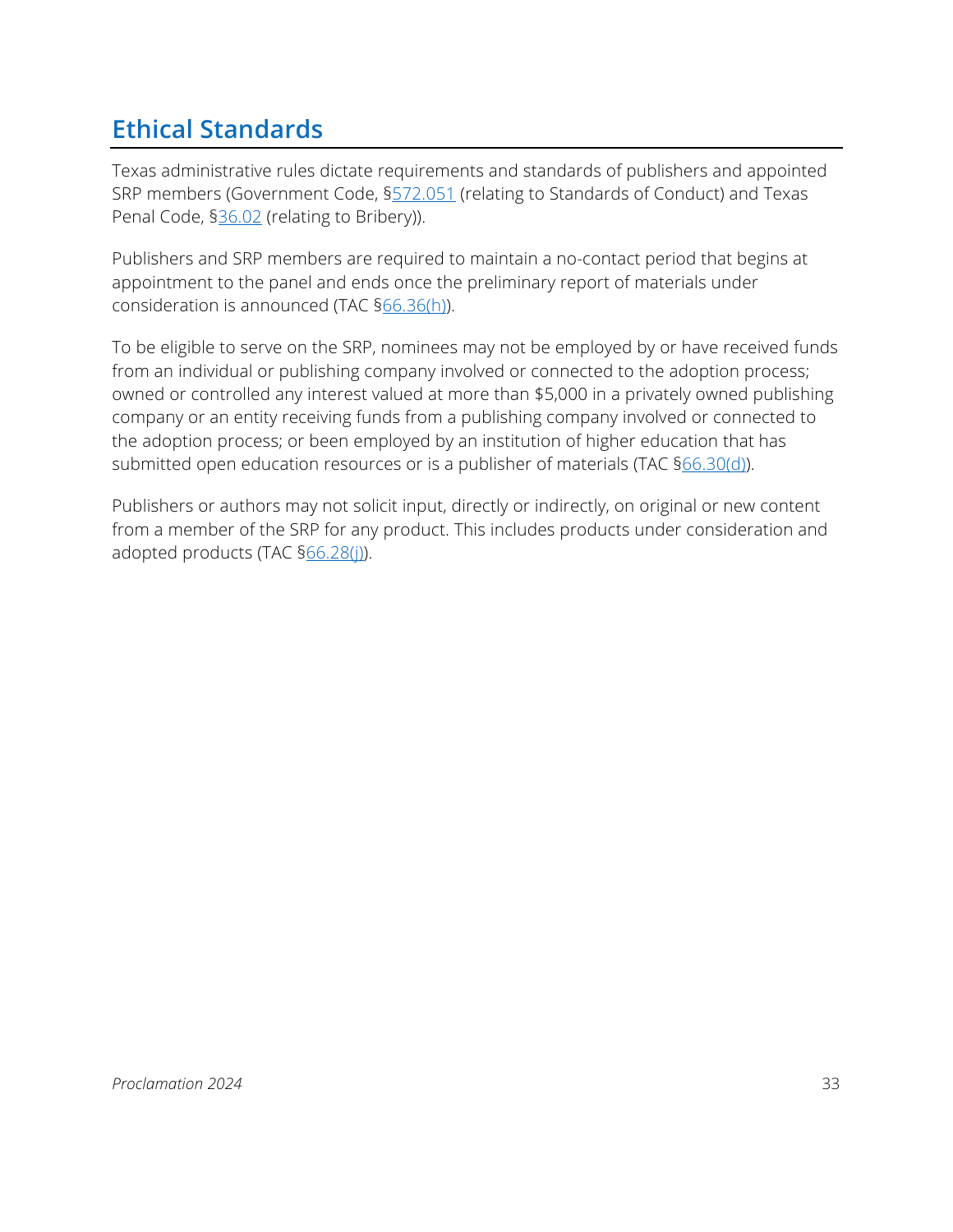## Ethical Standards

Texas administrative rules dictate requirements and standards of publishers and appointed SRP members (Government Code, §572.051 (relating to Standards of Conduct) and Texas Penal Code, §36.02 (relating to Bribery)).

Publishers and SRP members are required to maintain a no-contact period that begins at appointment to the panel and ends once the preliminary report of materials under consideration is announced (TAC §66.36(h)).

To be eligible to serve on the SRP, nominees may not be employed by or have received funds from an individual or publishing company involved or connected to the adoption process; owned or controlled any interest valued at more than $5,000 in a privately owned publishing company or an entity receiving funds from a publishing company involved or connected to the adoption process; or been employed by an institution of higher education that has submitted open education resources or is a publisher of materials (TAC §66.30(d)).

Publishers or authors may not solicit input, directly or indirectly, on original or new content from a member of the SRP for any product. This includes products under consideration and adopted products (TAC §66.28(j)).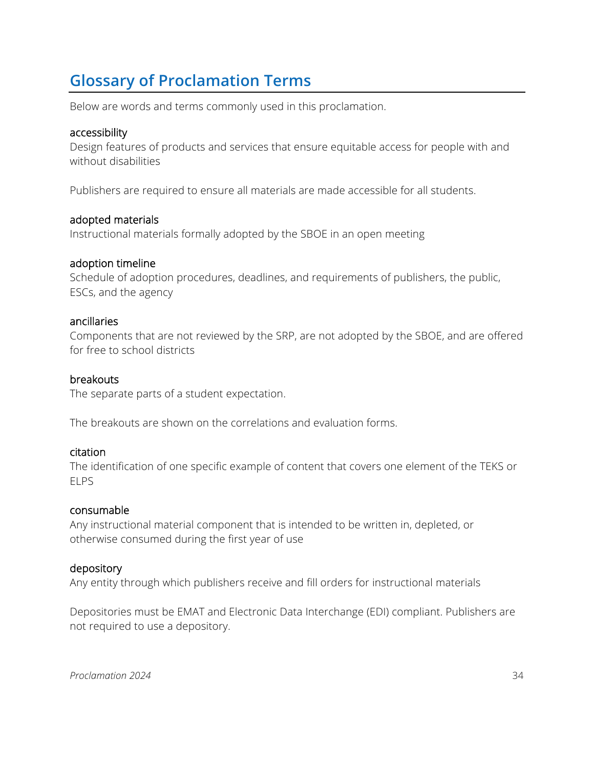## Glossary of Proclamation Terms

Below are words and terms commonly used in this proclamation.

accessibility
Design features of products and services that ensure equitable access for people with and without disabilities

Publishers are required to ensure all materials are made accessible for all students.

adopted materials
Instructional materials formally adopted by the SBOE in an open meeting

adoption timeline
Schedule of adoption procedures, deadlines, and requirements of publishers, the public, ESCs, and the agency

ancillaries
Components that are not reviewed by the SRP, are not adopted by the SBOE, and are offered for free to school districts

breakouts
The separate parts of a student expectation.

The breakouts are shown on the correlations and evaluation forms.

citation
The identification of one specific example of content that covers one element of the TEKS or ELPS

consumable
Any instructional material component that is intended to be written in, depleted, or otherwise consumed during the first year of use

depository
Any entity through which publishers receive and fill orders for instructional materials

Depositories must be EMAT and Electronic Data Interchange (EDI) compliant. Publishers are not required to use a depository.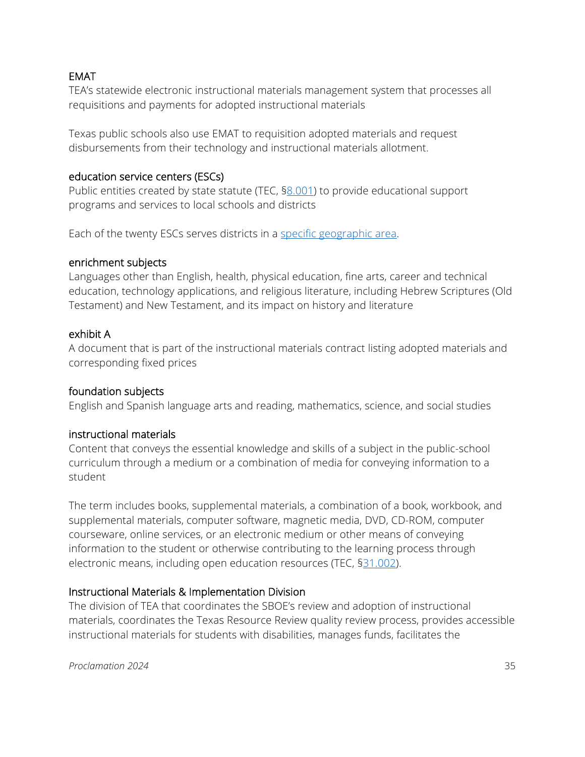EMAT

TEA's statewide electronic instructional materials management system that processes all requisitions and payments for adopted instructional materials

Texas public schools also use EMAT to requisition adopted materials and request disbursements from their technology and instructional materials allotment.

education service centers (ESCs)

Public entities created by state statute (TEC, §[8.001]) to provide educational support programs and services to local schools and districts

Each of the twenty ESCs serves districts in a specific geographic area.

enrichment subjects

Languages other than English, health, physical education, fine arts, career and technical education, technology applications, and religious literature, including Hebrew Scriptures (Old Testament) and New Testament, and its impact on history and literature

exhibit A

A document that is part of the instructional materials contract listing adopted materials and corresponding fixed prices

foundation subjects

English and Spanish language arts and reading, mathematics, science, and social studies

instructional materials

Content that conveys the essential knowledge and skills of a subject in the public-school curriculum through a medium or a combination of media for conveying information to a student

The term includes books, supplemental materials, a combination of a book, workbook, and supplemental materials, computer software, magnetic media, DVD, CD-ROM, computer courseware, online services, or an electronic medium or other means of conveying information to the student or otherwise contributing to the learning process through electronic means, including open education resources (TEC, §[31.002]).

Instructional Materials & Implementation Division

The division of TEA that coordinates the SBOE's review and adoption of instructional materials, coordinates the Texas Resource Review quality review process, provides accessible instructional materials for students with disabilities, manages funds, facilitates the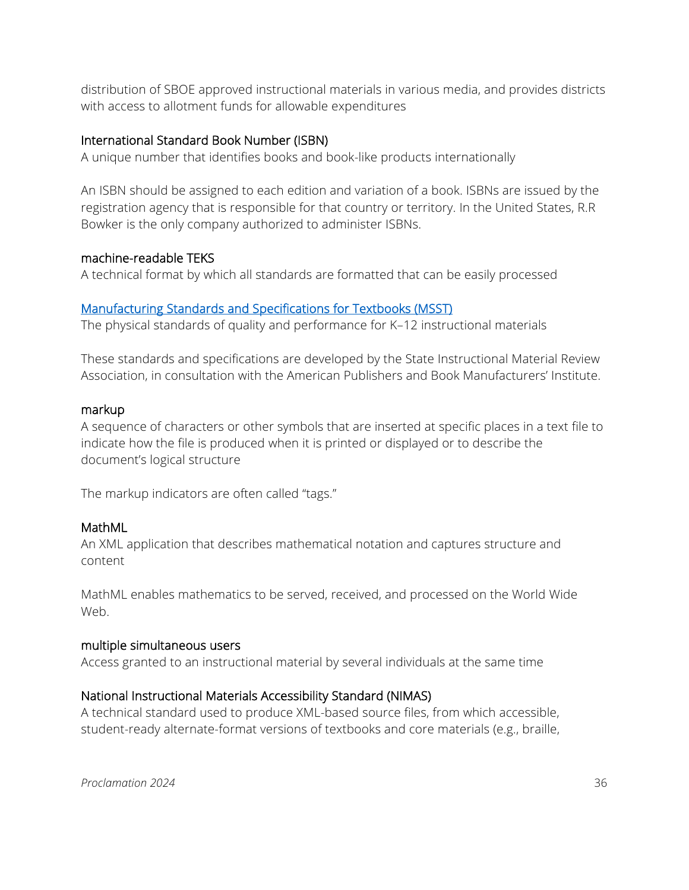distribution of SBOE approved instructional materials in various media, and provides districts with access to allotment funds for allowable expenditures

### International Standard Book Number (ISBN)

A unique number that identifies books and book-like products internationally

An ISBN should be assigned to each edition and variation of a book. ISBNs are issued by the registration agency that is responsible for that country or territory. In the United States, R.R Bowker is the only company authorized to administer ISBNs.

### machine-readable TEKS

A technical format by which all standards are formatted that can be easily processed

### Manufacturing Standards and Specifications for Textbooks (MSST)

The physical standards of quality and performance for K–12 instructional materials

These standards and specifications are developed by the State Instructional Material Review Association, in consultation with the American Publishers and Book Manufacturers' Institute.

### markup

A sequence of characters or other symbols that are inserted at specific places in a text file to indicate how the file is produced when it is printed or displayed or to describe the document's logical structure

The markup indicators are often called "tags."

### MathML

An XML application that describes mathematical notation and captures structure and content

MathML enables mathematics to be served, received, and processed on the World Wide Web.

### multiple simultaneous users

Access granted to an instructional material by several individuals at the same time

### National Instructional Materials Accessibility Standard (NIMAS)

A technical standard used to produce XML-based source files, from which accessible, student-ready alternate-format versions of textbooks and core materials (e.g., braille,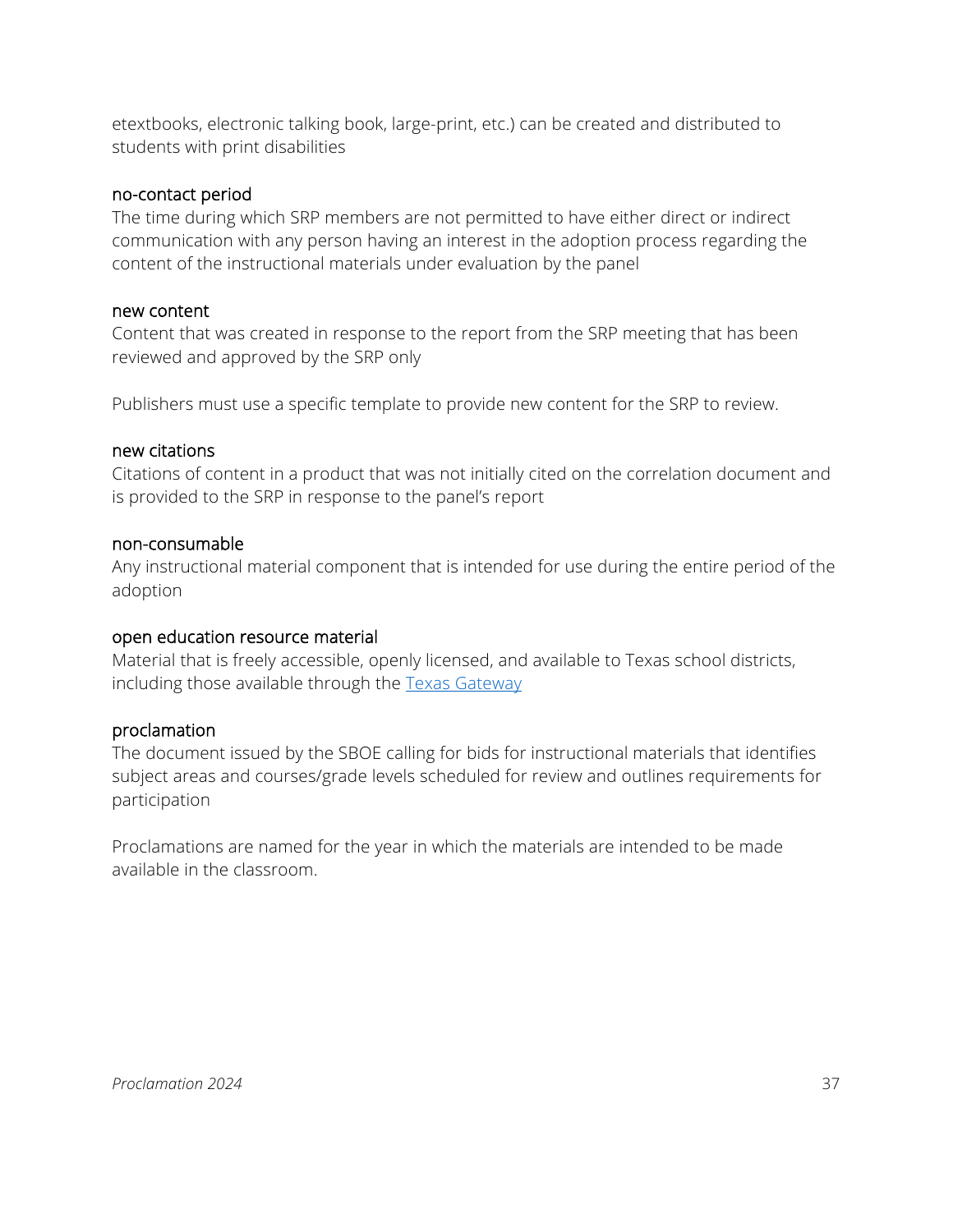etextbooks, electronic talking book, large-print, etc.) can be created and distributed to students with print disabilities

no-contact period

The time during which SRP members are not permitted to have either direct or indirect communication with any person having an interest in the adoption process regarding the content of the instructional materials under evaluation by the panel

new content

Content that was created in response to the report from the SRP meeting that has been reviewed and approved by the SRP only

Publishers must use a specific template to provide new content for the SRP to review.

new citations

Citations of content in a product that was not initially cited on the correlation document and is provided to the SRP in response to the panel's report

non-consumable

Any instructional material component that is intended for use during the entire period of the adoption

open education resource material

Material that is freely accessible, openly licensed, and available to Texas school districts, including those available through the [Texas Gateway]

proclamation

The document issued by the SBOE calling for bids for instructional materials that identifies subject areas and courses/grade levels scheduled for review and outlines requirements for participation

Proclamations are named for the year in which the materials are intended to be made available in the classroom.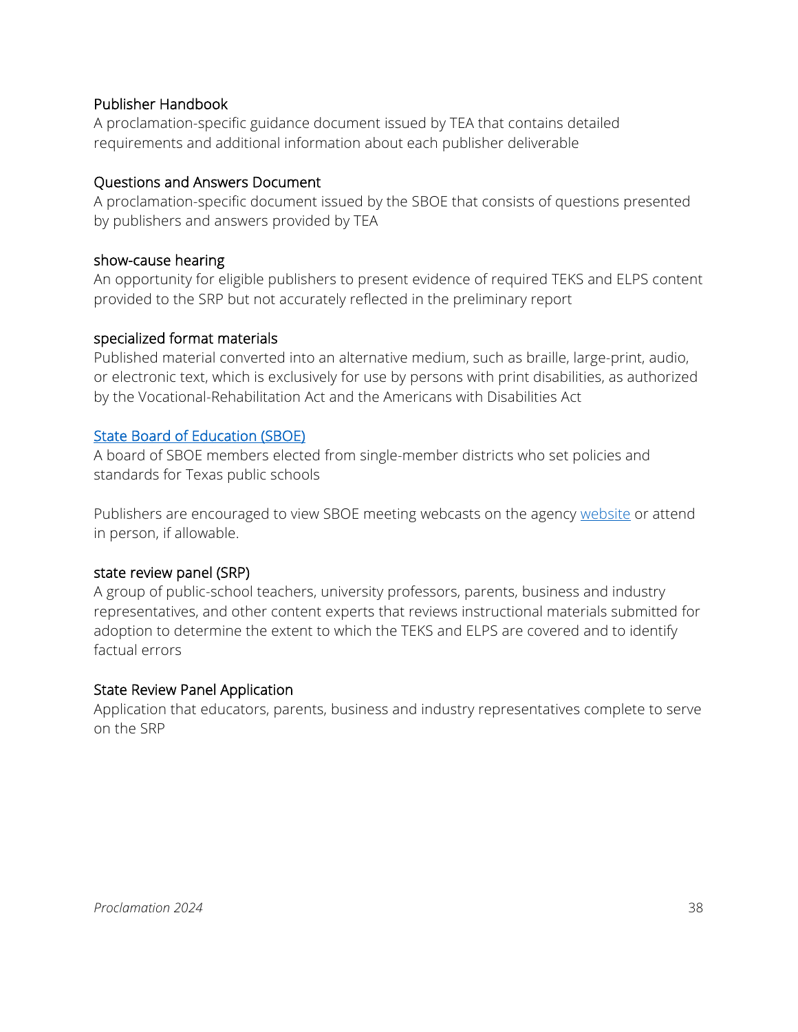Publisher Handbook

A proclamation-specific guidance document issued by TEA that contains detailed requirements and additional information about each publisher deliverable

Questions and Answers Document

A proclamation-specific document issued by the SBOE that consists of questions presented by publishers and answers provided by TEA

show-cause hearing

An opportunity for eligible publishers to present evidence of required TEKS and ELPS content provided to the SRP but not accurately reflected in the preliminary report

specialized format materials

Published material converted into an alternative medium, such as braille, large-print, audio, or electronic text, which is exclusively for use by persons with print disabilities, as authorized by the Vocational-Rehabilitation Act and the Americans with Disabilities Act

State Board of Education (SBOE)

A board of SBOE members elected from single-member districts who set policies and standards for Texas public schools

Publishers are encouraged to view SBOE meeting webcasts on the agency website or attend in person, if allowable.

state review panel (SRP)

A group of public-school teachers, university professors, parents, business and industry representatives, and other content experts that reviews instructional materials submitted for adoption to determine the extent to which the TEKS and ELPS are covered and to identify factual errors

State Review Panel Application

Application that educators, parents, business and industry representatives complete to serve on the SRP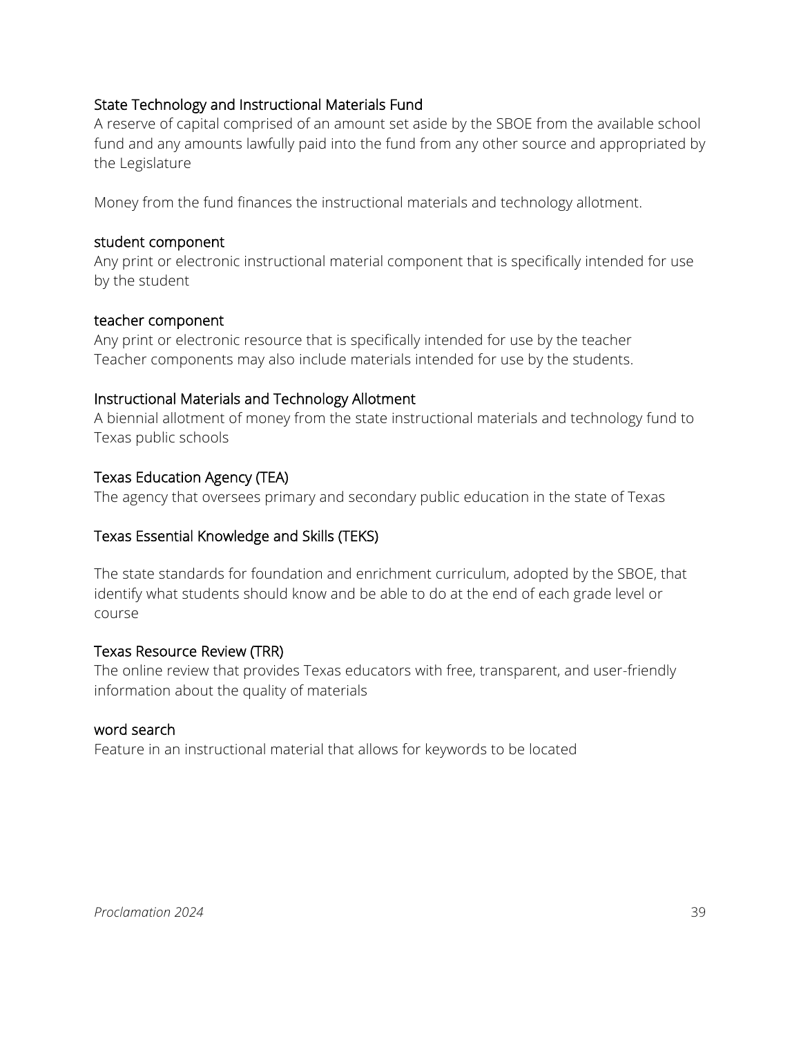State Technology and Instructional Materials Fund
A reserve of capital comprised of an amount set aside by the SBOE from the available school fund and any amounts lawfully paid into the fund from any other source and appropriated by the Legislature

Money from the fund finances the instructional materials and technology allotment.

student component
Any print or electronic instructional material component that is specifically intended for use by the student

teacher component
Any print or electronic resource that is specifically intended for use by the teacher
Teacher components may also include materials intended for use by the students.

Instructional Materials and Technology Allotment
A biennial allotment of money from the state instructional materials and technology fund to Texas public schools

Texas Education Agency (TEA)
The agency that oversees primary and secondary public education in the state of Texas

Texas Essential Knowledge and Skills (TEKS)

The state standards for foundation and enrichment curriculum, adopted by the SBOE, that identify what students should know and be able to do at the end of each grade level or course

Texas Resource Review (TRR)
The online review that provides Texas educators with free, transparent, and user-friendly information about the quality of materials

word search
Feature in an instructional material that allows for keywords to be located